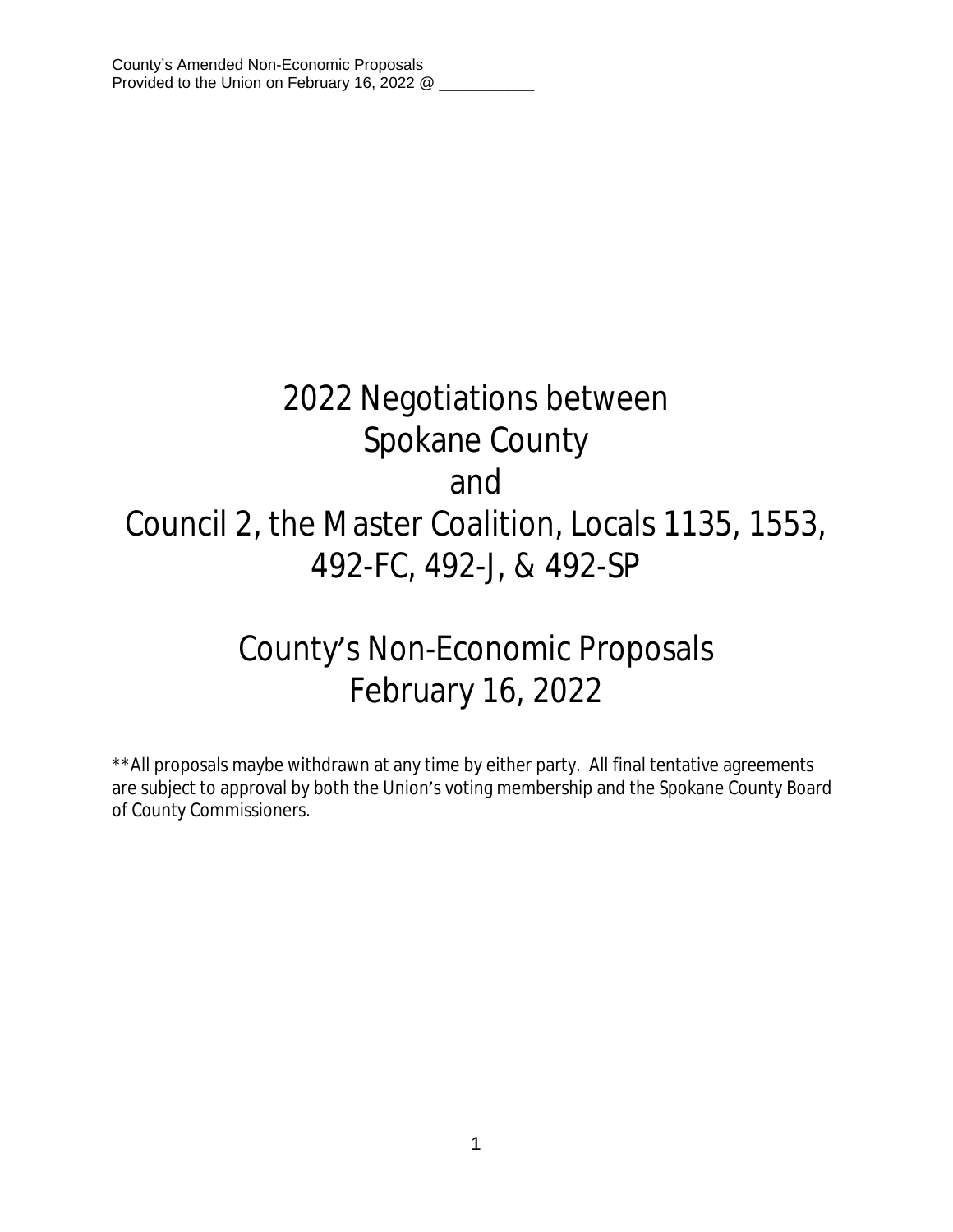County's Amended Non-Economic Proposals
Provided to the Union on February 16, 2022 @ ___________

# 2022 Negotiations between Spokane County and Council 2, the Master Coalition, Locals 1135, 1553, 492-FC, 492-J, & 492-SP

# County's Non-Economic Proposals February 16, 2022

**All proposals maybe withdrawn at any time by either party. All final tentative agreements are subject to approval by both the Union's voting membership and the Spokane County Board of County Commissioners.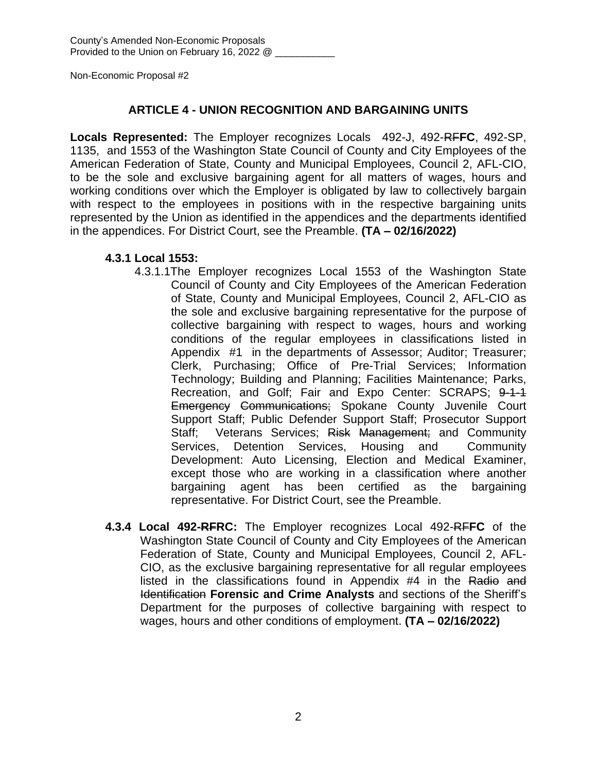County's Amended Non-Economic Proposals
Provided to the Union on February 16, 2022 @ ___________

Non-Economic Proposal #2

## ARTICLE 4 - UNION RECOGNITION AND BARGAINING UNITS

**Locals Represented:** The Employer recognizes Locals 492-J, 492-~~RF~~**FC**, 492-SP, 1135, and 1553 of the Washington State Council of County and City Employees of the American Federation of State, County and Municipal Employees, Council 2, AFL-CIO, to be the sole and exclusive bargaining agent for all matters of wages, hours and working conditions over which the Employer is obligated by law to collectively bargain with respect to the employees in positions with in the respective bargaining units represented by the Union as identified in the appendices and the departments identified in the appendices. For District Court, see the Preamble. **(TA – 02/16/2022)**

**4.3.1 Local 1553:**

4.3.1.1 The Employer recognizes Local 1553 of the Washington State Council of County and City Employees of the American Federation of State, County and Municipal Employees, Council 2, AFL-CIO as the sole and exclusive bargaining representative for the purpose of collective bargaining with respect to wages, hours and working conditions of the regular employees in classifications listed in Appendix #1 in the departments of Assessor; Auditor; Treasurer; Clerk, Purchasing; Office of Pre-Trial Services; Information Technology; Building and Planning; Facilities Maintenance; Parks, Recreation, and Golf; Fair and Expo Center: SCRAPS; ~~9-1-1 Emergency Communications;~~ Spokane County Juvenile Court Support Staff; Public Defender Support Staff; Prosecutor Support Staff; Veterans Services; ~~Risk Management;~~ and Community Services, Detention Services, Housing and Community Development: Auto Licensing, Election and Medical Examiner, except those who are working in a classification where another bargaining agent has been certified as the bargaining representative. For District Court, see the Preamble.

**4.3.4 Local 492-~~RF~~RC:** The Employer recognizes Local 492-~~RF~~**FC** of the Washington State Council of County and City Employees of the American Federation of State, County and Municipal Employees, Council 2, AFL-CIO, as the exclusive bargaining representative for all regular employees listed in the classifications found in Appendix #4 in the ~~Radio and Identification~~ **Forensic and Crime Analysts** and sections of the Sheriff's Department for the purposes of collective bargaining with respect to wages, hours and other conditions of employment. **(TA – 02/16/2022)**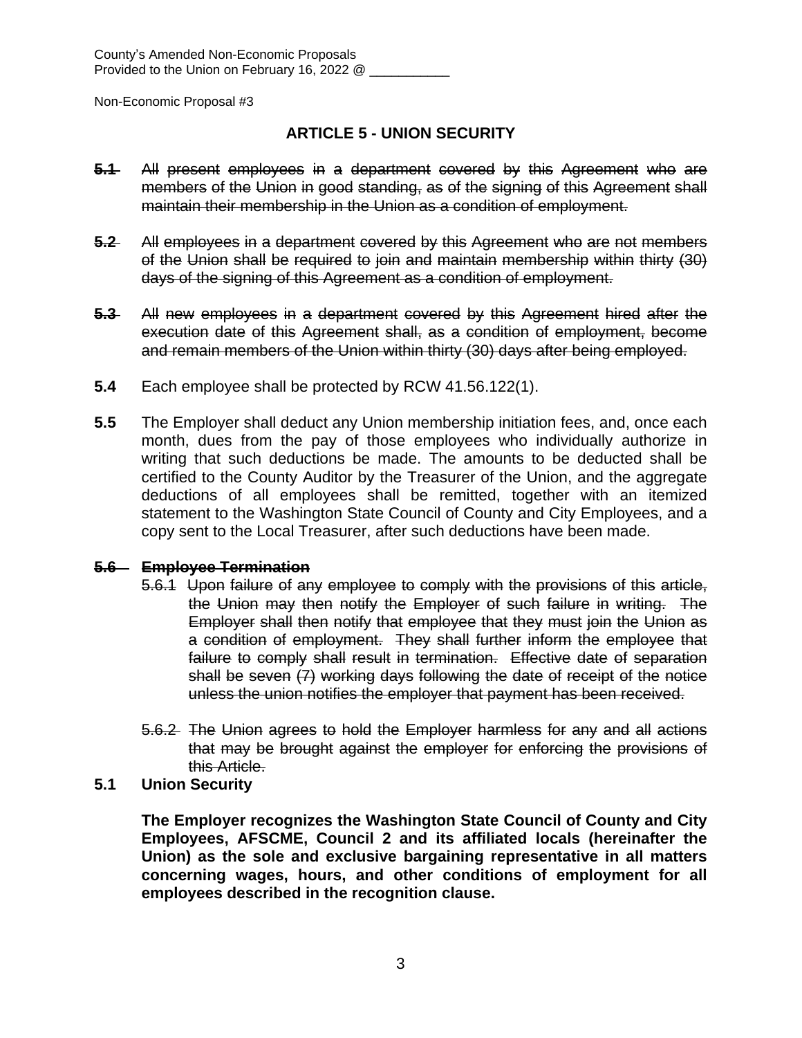County's Amended Non-Economic Proposals
Provided to the Union on February 16, 2022 @ ___________

Non-Economic Proposal #3

## ARTICLE 5 - UNION SECURITY

~~**5.1** All present employees in a department covered by this Agreement who are members of the Union in good standing, as of the signing of this Agreement shall maintain their membership in the Union as a condition of employment.~~

~~**5.2** All employees in a department covered by this Agreement who are not members of the Union shall be required to join and maintain membership within thirty (30) days of the signing of this Agreement as a condition of employment.~~

~~**5.3** All new employees in a department covered by this Agreement hired after the execution date of this Agreement shall, as a condition of employment, become and remain members of the Union within thirty (30) days after being employed.~~

**5.4** Each employee shall be protected by RCW 41.56.122(1).

**5.5** The Employer shall deduct any Union membership initiation fees, and, once each month, dues from the pay of those employees who individually authorize in writing that such deductions be made. The amounts to be deducted shall be certified to the County Auditor by the Treasurer of the Union, and the aggregate deductions of all employees shall be remitted, together with an itemized statement to the Washington State Council of County and City Employees, and a copy sent to the Local Treasurer, after such deductions have been made.

~~**5.6 Employee Termination**~~

~~5.6.1 Upon failure of any employee to comply with the provisions of this article, the Union may then notify the Employer of such failure in writing. The Employer shall then notify that employee that they must join the Union as a condition of employment. They shall further inform the employee that failure to comply shall result in termination. Effective date of separation shall be seven (7) working days following the date of receipt of the notice unless the union notifies the employer that payment has been received.~~

~~5.6.2 The Union agrees to hold the Employer harmless for any and all actions that may be brought against the employer for enforcing the provisions of this Article.~~

**5.1 Union Security**

**The Employer recognizes the Washington State Council of County and City Employees, AFSCME, Council 2 and its affiliated locals (hereinafter the Union) as the sole and exclusive bargaining representative in all matters concerning wages, hours, and other conditions of employment for all employees described in the recognition clause.**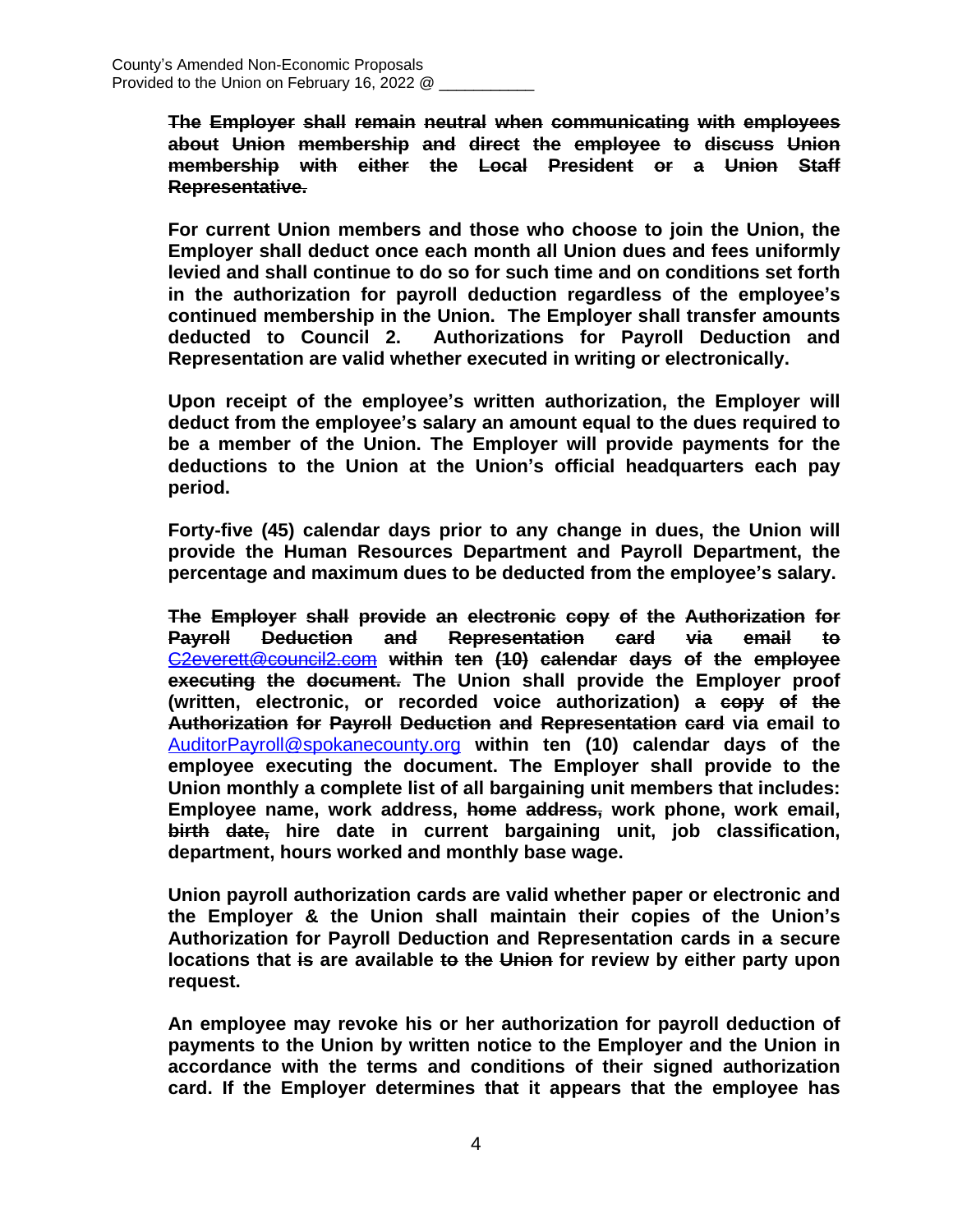~~**The Employer shall remain neutral when communicating with employees about Union membership and direct the employee to discuss Union membership with either the Local President or a Union Staff Representative.**~~

**For current Union members and those who choose to join the Union, the Employer shall deduct once each month all Union dues and fees uniformly levied and shall continue to do so for such time and on conditions set forth in the authorization for payroll deduction regardless of the employee's continued membership in the Union. The Employer shall transfer amounts deducted to Council 2. Authorizations for Payroll Deduction and Representation are valid whether executed in writing or electronically.**

**Upon receipt of the employee's written authorization, the Employer will deduct from the employee's salary an amount equal to the dues required to be a member of the Union. The Employer will provide payments for the deductions to the Union at the Union's official headquarters each pay period.**

**Forty-five (45) calendar days prior to any change in dues, the Union will provide the Human Resources Department and Payroll Department, the percentage and maximum dues to be deducted from the employee's salary.**

~~**The Employer shall provide an electronic copy of the Authorization for Payroll Deduction and Representation card via email to**~~ ~~C2everett@council2.com~~ ~~**within ten (10) calendar days of the employee executing the document.**~~ **The Union shall provide the Employer proof (written, electronic, or recorded voice authorization)** ~~**a copy of the Authorization for Payroll Deduction and Representation card**~~ **via email to** AuditorPayroll@spokanecounty.org **within ten (10) calendar days of the employee executing the document. The Employer shall provide to the Union monthly a complete list of all bargaining unit members that includes: Employee name, work address,** ~~**home address,**~~ **work phone, work email,** ~~**birth date,**~~ **hire date in current bargaining unit, job classification, department, hours worked and monthly base wage.**

**Union payroll authorization cards are valid whether paper or electronic and the Employer & the Union shall maintain their copies of the Union's Authorization for Payroll Deduction and Representation cards in a secure locations that** ~~**is**~~ **are available** ~~**to the Union**~~ **for review by either party upon request.**

**An employee may revoke his or her authorization for payroll deduction of payments to the Union by written notice to the Employer and the Union in accordance with the terms and conditions of their signed authorization card. If the Employer determines that it appears that the employee has**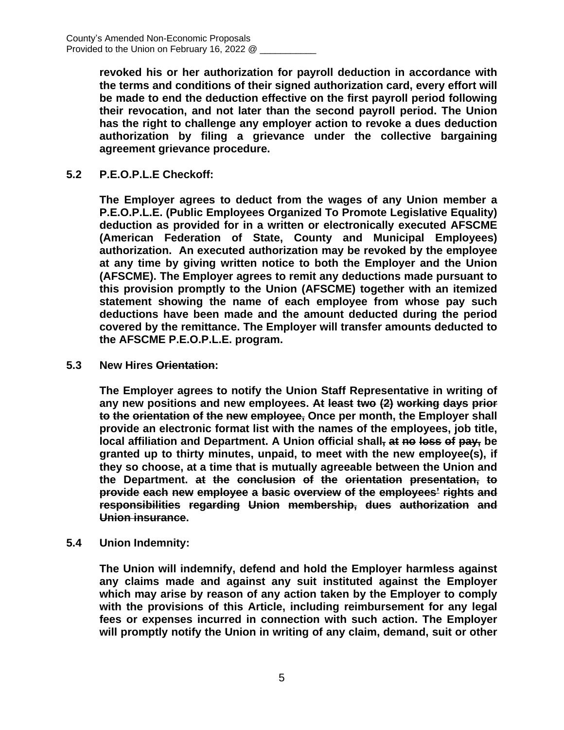**revoked his or her authorization for payroll deduction in accordance with the terms and conditions of their signed authorization card, every effort will be made to end the deduction effective on the first payroll period following their revocation, and not later than the second payroll period. The Union has the right to challenge any employer action to revoke a dues deduction authorization by filing a grievance under the collective bargaining agreement grievance procedure.**

**5.2 P.E.O.P.L.E Checkoff:**

**The Employer agrees to deduct from the wages of any Union member a P.E.O.P.L.E. (Public Employees Organized To Promote Legislative Equality) deduction as provided for in a written or electronically executed AFSCME (American Federation of State, County and Municipal Employees) authorization. An executed authorization may be revoked by the employee at any time by giving written notice to both the Employer and the Union (AFSCME). The Employer agrees to remit any deductions made pursuant to this provision promptly to the Union (AFSCME) together with an itemized statement showing the name of each employee from whose pay such deductions have been made and the amount deducted during the period covered by the remittance. The Employer will transfer amounts deducted to the AFSCME P.E.O.P.L.E. program.**

**5.3 New Hires ~~Orientation~~:**

**The Employer agrees to notify the Union Staff Representative in writing of any new positions and new employees. ~~At least two (2) working days prior to the orientation of the new employee,~~ Once per month, the Employer shall provide an electronic format list with the names of the employees, job title, local affiliation and Department. A Union official shall~~, at no loss of pay,~~ be granted up to thirty minutes, unpaid, to meet with the new employee(s), if they so choose, at a time that is mutually agreeable between the Union and the Department. ~~at the conclusion of the orientation presentation, to provide each new employee a basic overview of the employees' rights and responsibilities regarding Union membership, dues authorization and Union insurance~~.**

**5.4 Union Indemnity:**

**The Union will indemnify, defend and hold the Employer harmless against any claims made and against any suit instituted against the Employer which may arise by reason of any action taken by the Employer to comply with the provisions of this Article, including reimbursement for any legal fees or expenses incurred in connection with such action. The Employer will promptly notify the Union in writing of any claim, demand, suit or other**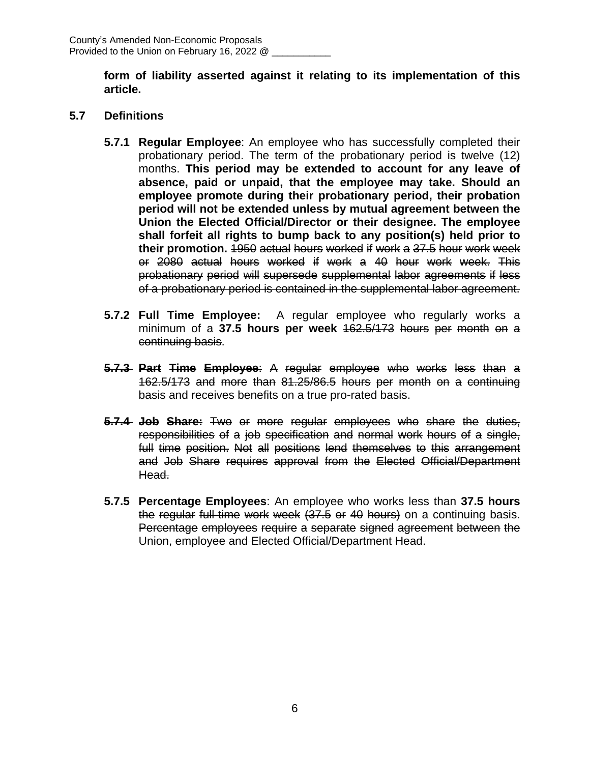**form of liability asserted against it relating to its implementation of this article.**

## 5.7 Definitions

**5.7.1 Regular Employee**: An employee who has successfully completed their probationary period. The term of the probationary period is twelve (12) months. **This period may be extended to account for any leave of absence, paid or unpaid, that the employee may take. Should an employee promote during their probationary period, their probation period will not be extended unless by mutual agreement between the Union the Elected Official/Director or their designee. The employee shall forfeit all rights to bump back to any position(s) held prior to their promotion.** ~~1950 actual hours worked if work a 37.5 hour work week or 2080 actual hours worked if work a 40 hour work week. This probationary period will supersede supplemental labor agreements if less of a probationary period is contained in the supplemental labor agreement.~~

**5.7.2 Full Time Employee:** A regular employee who regularly works a minimum of a **37.5 hours per week** ~~162.5/173 hours per month on a continuing basis~~.

~~**5.7.3 Part Time Employee**: A regular employee who works less than a 162.5/173 and more than 81.25/86.5 hours per month on a continuing basis and receives benefits on a true pro-rated basis.~~

~~**5.7.4 Job Share:** Two or more regular employees who share the duties, responsibilities of a job specification and normal work hours of a single, full time position. Not all positions lend themselves to this arrangement and Job Share requires approval from the Elected Official/Department Head.~~

**5.7.5 Percentage Employees**: An employee who works less than **37.5 hours** ~~the regular full-time work week (37.5 or 40 hours)~~ on a continuing basis. ~~Percentage employees require a separate signed agreement between the Union, employee and Elected Official/Department Head.~~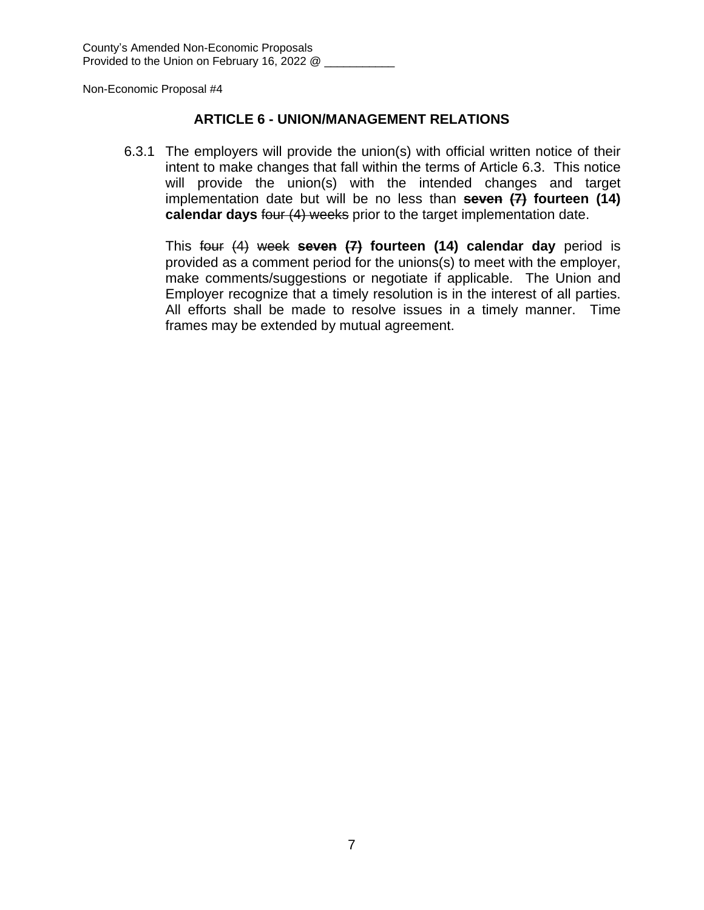County's Amended Non-Economic Proposals
Provided to the Union on February 16, 2022 @ ___________

Non-Economic Proposal #4

## ARTICLE 6 - UNION/MANAGEMENT RELATIONS

6.3.1 The employers will provide the union(s) with official written notice of their intent to make changes that fall within the terms of Article 6.3. This notice will provide the union(s) with the intended changes and target implementation date but will be no less than ~~**seven (7)**~~ **fourteen (14) calendar days** ~~four (4) weeks~~ prior to the target implementation date.

This ~~four~~ ~~(4)~~ ~~week~~ ~~**seven (7)**~~ **fourteen (14) calendar day** period is provided as a comment period for the unions(s) to meet with the employer, make comments/suggestions or negotiate if applicable. The Union and Employer recognize that a timely resolution is in the interest of all parties. All efforts shall be made to resolve issues in a timely manner. Time frames may be extended by mutual agreement.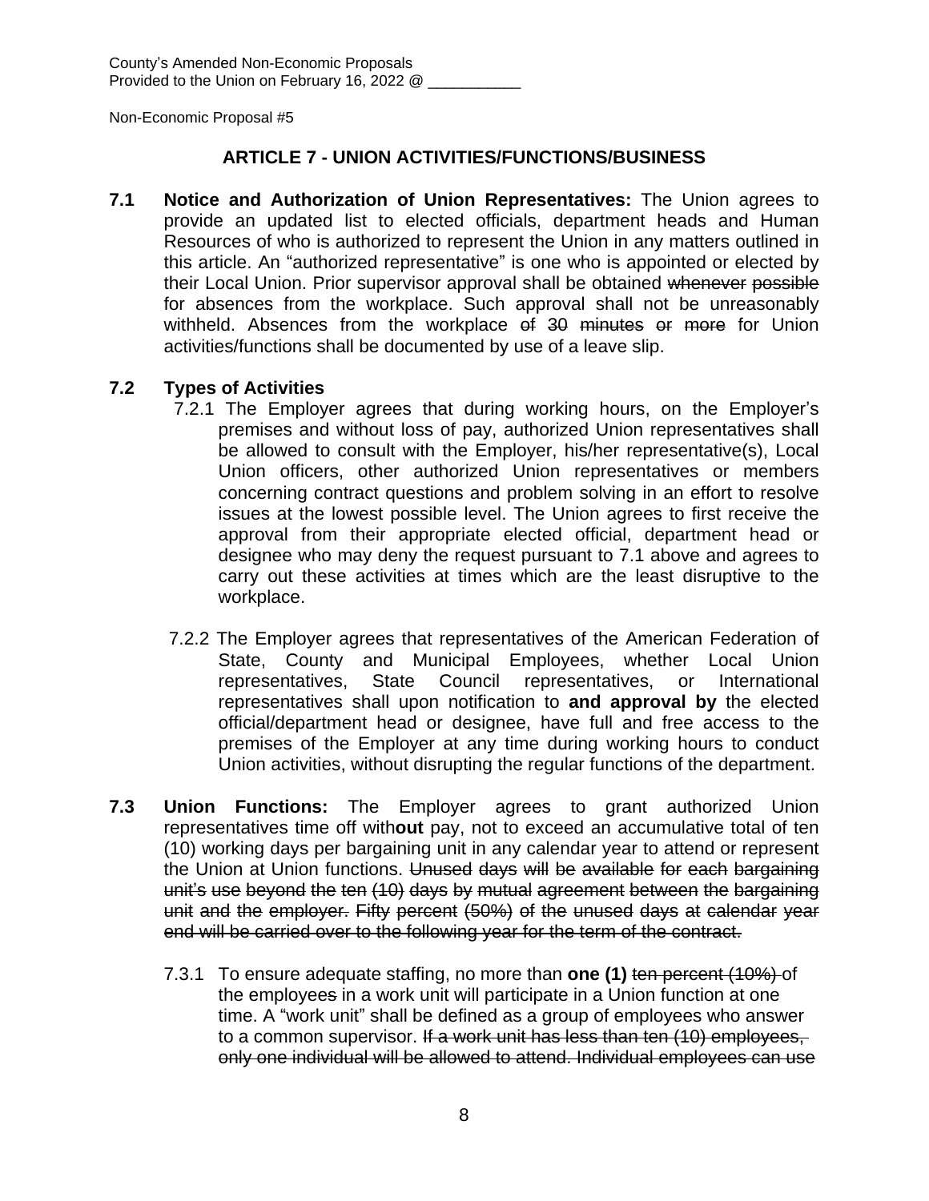Non-Economic Proposal #5

## ARTICLE 7 - UNION ACTIVITIES/FUNCTIONS/BUSINESS

**7.1 Notice and Authorization of Union Representatives:** The Union agrees to provide an updated list to elected officials, department heads and Human Resources of who is authorized to represent the Union in any matters outlined in this article. An "authorized representative" is one who is appointed or elected by their Local Union. Prior supervisor approval shall be obtained ~~whenever possible~~ for absences from the workplace. Such approval shall not be unreasonably withheld. Absences from the workplace ~~of 30 minutes or more~~ for Union activities/functions shall be documented by use of a leave slip.

**7.2 Types of Activities**

7.2.1 The Employer agrees that during working hours, on the Employer's premises and without loss of pay, authorized Union representatives shall be allowed to consult with the Employer, his/her representative(s), Local Union officers, other authorized Union representatives or members concerning contract questions and problem solving in an effort to resolve issues at the lowest possible level. The Union agrees to first receive the approval from their appropriate elected official, department head or designee who may deny the request pursuant to 7.1 above and agrees to carry out these activities at times which are the least disruptive to the workplace.

7.2.2 The Employer agrees that representatives of the American Federation of State, County and Municipal Employees, whether Local Union representatives, State Council representatives, or International representatives shall upon notification to **and approval by** the elected official/department head or designee, have full and free access to the premises of the Employer at any time during working hours to conduct Union activities, without disrupting the regular functions of the department.

**7.3 Union Functions:** The Employer agrees to grant authorized Union representatives time off with**out** pay, not to exceed an accumulative total of ten (10) working days per bargaining unit in any calendar year to attend or represent the Union at Union functions. ~~Unused days will be available for each bargaining unit's use beyond the ten (10) days by mutual agreement between the bargaining unit and the employer. Fifty percent (50%) of the unused days at calendar year end will be carried over to the following year for the term of the contract.~~

7.3.1 To ensure adequate staffing, no more than **one (1)** ~~ten percent (10%)~~ of the employee~~s~~ in a work unit will participate in a Union function at one time. A "work unit" shall be defined as a group of employees who answer to a common supervisor. ~~If a work unit has less than ten (10) employees, only one individual will be allowed to attend. Individual employees can use~~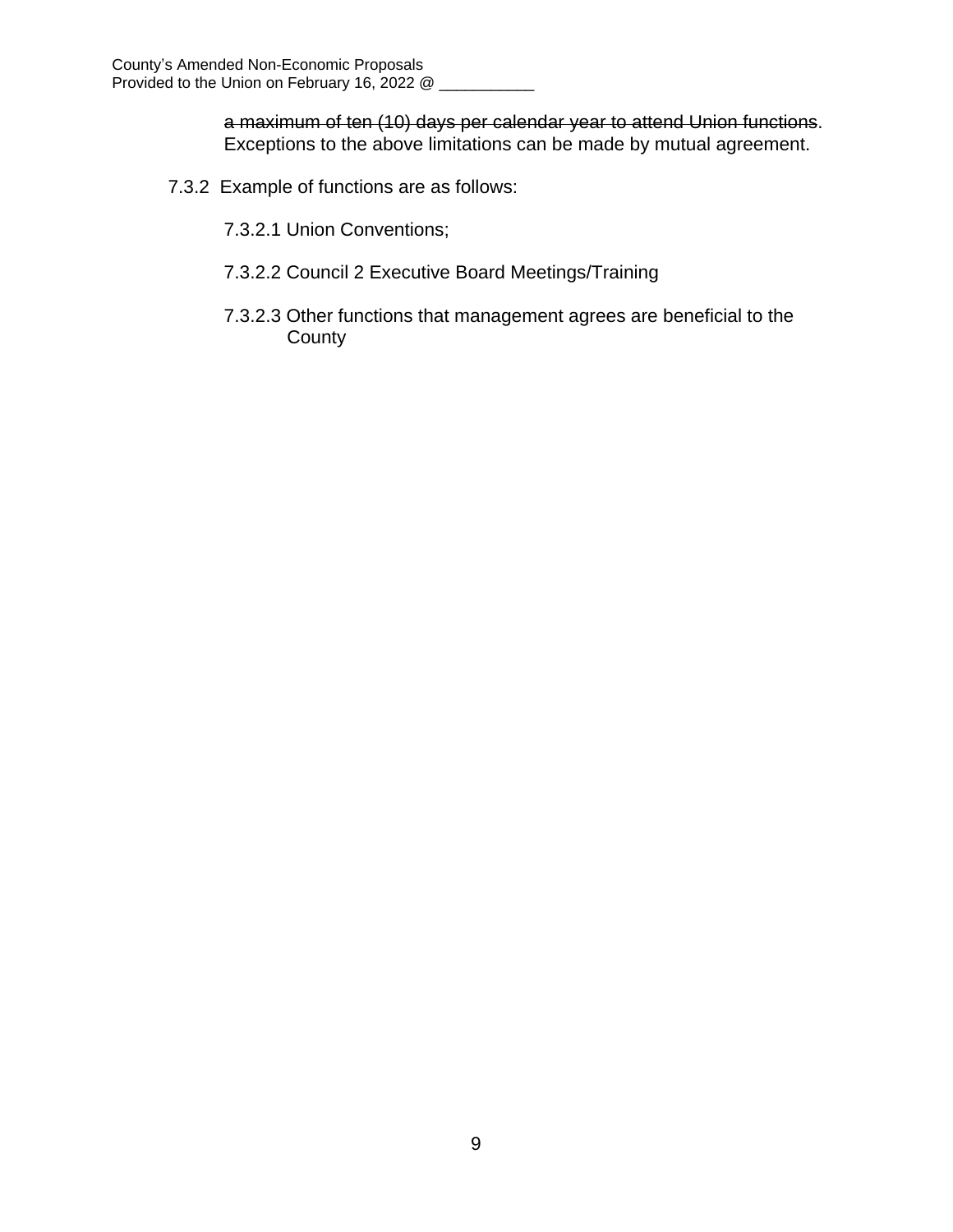~~a maximum of ten (10) days per calendar year to attend Union functions~~. Exceptions to the above limitations can be made by mutual agreement.

7.3.2 Example of functions are as follows:

7.3.2.1 Union Conventions;

7.3.2.2 Council 2 Executive Board Meetings/Training

7.3.2.3 Other functions that management agrees are beneficial to the County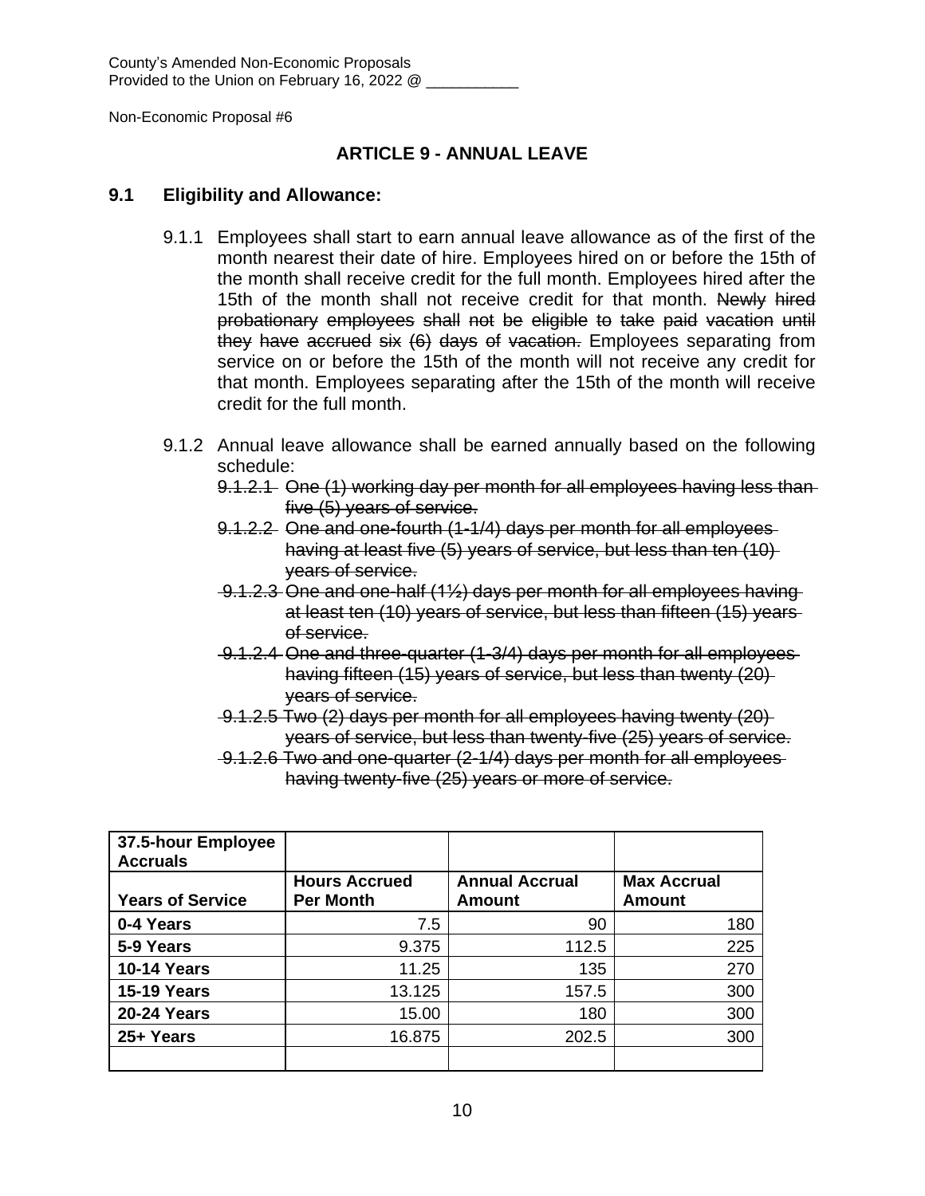County's Amended Non-Economic Proposals
Provided to the Union on February 16, 2022 @ ___________

Non-Economic Proposal #6

## ARTICLE 9 - ANNUAL LEAVE

### 9.1 Eligibility and Allowance:

9.1.1 Employees shall start to earn annual leave allowance as of the first of the month nearest their date of hire. Employees hired on or before the 15th of the month shall receive credit for the full month. Employees hired after the 15th of the month shall not receive credit for that month. ~~Newly hired probationary employees shall not be eligible to take paid vacation until they have accrued six (6) days of vacation.~~ Employees separating from service on or before the 15th of the month will not receive any credit for that month. Employees separating after the 15th of the month will receive credit for the full month.

9.1.2 Annual leave allowance shall be earned annually based on the following schedule:

~~9.1.2.1 One (1) working day per month for all employees having less than five (5) years of service.~~

~~9.1.2.2 One and one-fourth (1-1/4) days per month for all employees having at least five (5) years of service, but less than ten (10) years of service.~~

~~9.1.2.3 One and one-half (1½) days per month for all employees having at least ten (10) years of service, but less than fifteen (15) years of service.~~

~~9.1.2.4 One and three-quarter (1-3/4) days per month for all employees having fifteen (15) years of service, but less than twenty (20) years of service.~~

~~9.1.2.5 Two (2) days per month for all employees having twenty (20) years of service, but less than twenty-five (25) years of service.~~

~~9.1.2.6 Two and one-quarter (2-1/4) days per month for all employees having twenty-five (25) years or more of service.~~

| **37.5-hour Employee Accruals** | | | |
|---|---|---|---|
| **Years of Service** | **Hours Accrued Per Month** | **Annual Accrual Amount** | **Max Accrual Amount** |
| **0-4 Years** | 7.5 | 90 | 180 |
| **5-9 Years** | 9.375 | 112.5 | 225 |
| **10-14 Years** | 11.25 | 135 | 270 |
| **15-19 Years** | 13.125 | 157.5 | 300 |
| **20-24 Years** | 15.00 | 180 | 300 |
| **25+ Years** | 16.875 | 202.5 | 300 |
| | | | |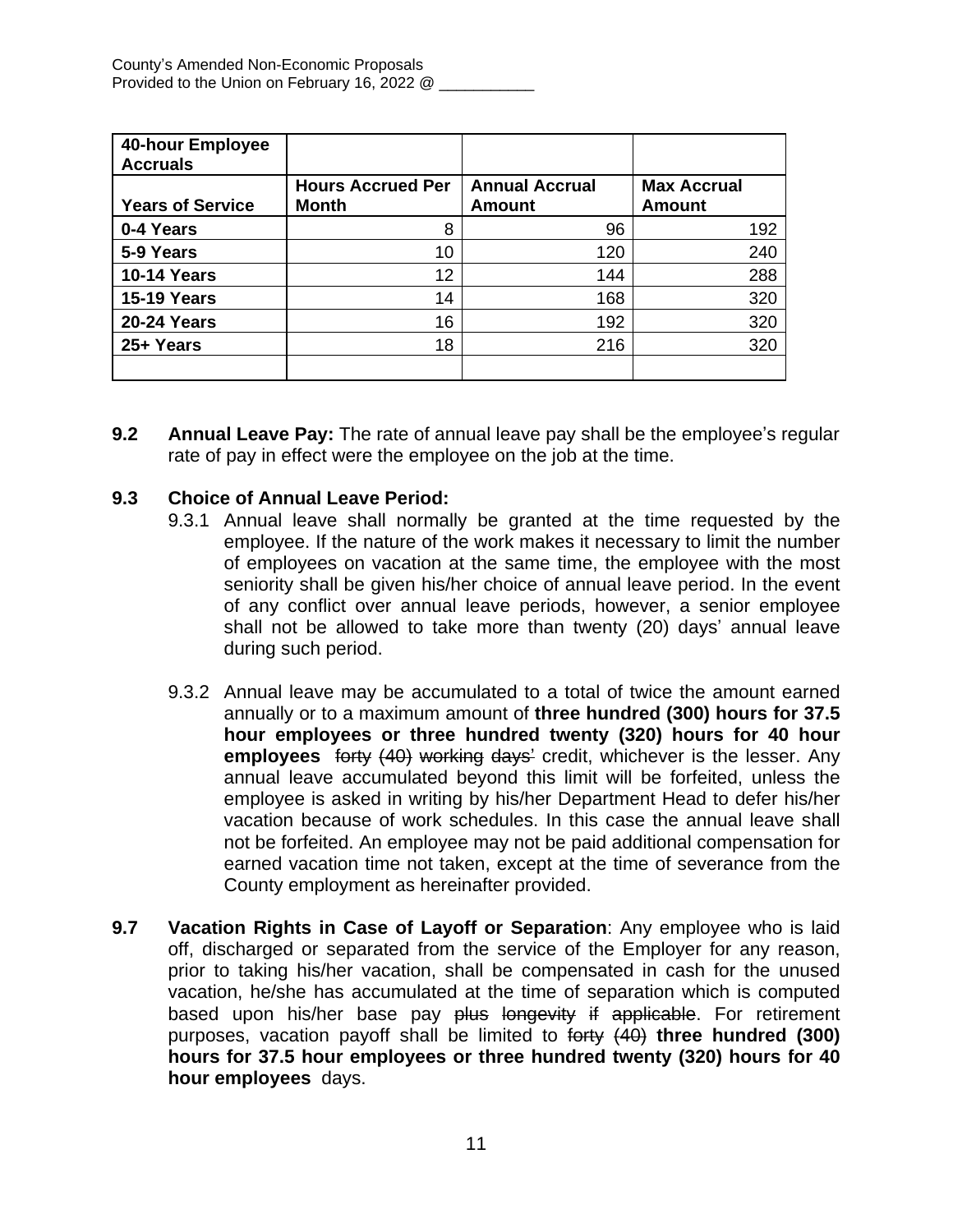| 40-hour Employee Accruals | | | |
|---|---|---|---|
| **Years of Service** | **Hours Accrued Per Month** | **Annual Accrual Amount** | **Max Accrual Amount** |
| **0-4 Years** | 8 | 96 | 192 |
| **5-9 Years** | 10 | 120 | 240 |
| **10-14 Years** | 12 | 144 | 288 |
| **15-19 Years** | 14 | 168 | 320 |
| **20-24 Years** | 16 | 192 | 320 |
| **25+ Years** | 18 | 216 | 320 |
| | | | |

**9.2 Annual Leave Pay:** The rate of annual leave pay shall be the employee's regular rate of pay in effect were the employee on the job at the time.

**9.3 Choice of Annual Leave Period:**

9.3.1 Annual leave shall normally be granted at the time requested by the employee. If the nature of the work makes it necessary to limit the number of employees on vacation at the same time, the employee with the most seniority shall be given his/her choice of annual leave period. In the event of any conflict over annual leave periods, however, a senior employee shall not be allowed to take more than twenty (20) days' annual leave during such period.

9.3.2 Annual leave may be accumulated to a total of twice the amount earned annually or to a maximum amount of **three hundred (300) hours for 37.5 hour employees or three hundred twenty (320) hours for 40 hour employees** ~~forty (40) working days'~~ credit, whichever is the lesser. Any annual leave accumulated beyond this limit will be forfeited, unless the employee is asked in writing by his/her Department Head to defer his/her vacation because of work schedules. In this case the annual leave shall not be forfeited. An employee may not be paid additional compensation for earned vacation time not taken, except at the time of severance from the County employment as hereinafter provided.

**9.7 Vacation Rights in Case of Layoff or Separation**: Any employee who is laid off, discharged or separated from the service of the Employer for any reason, prior to taking his/her vacation, shall be compensated in cash for the unused vacation, he/she has accumulated at the time of separation which is computed based upon his/her base pay ~~plus longevity if applicable~~. For retirement purposes, vacation payoff shall be limited to ~~forty (40)~~ **three hundred (300) hours for 37.5 hour employees or three hundred twenty (320) hours for 40 hour employees** days.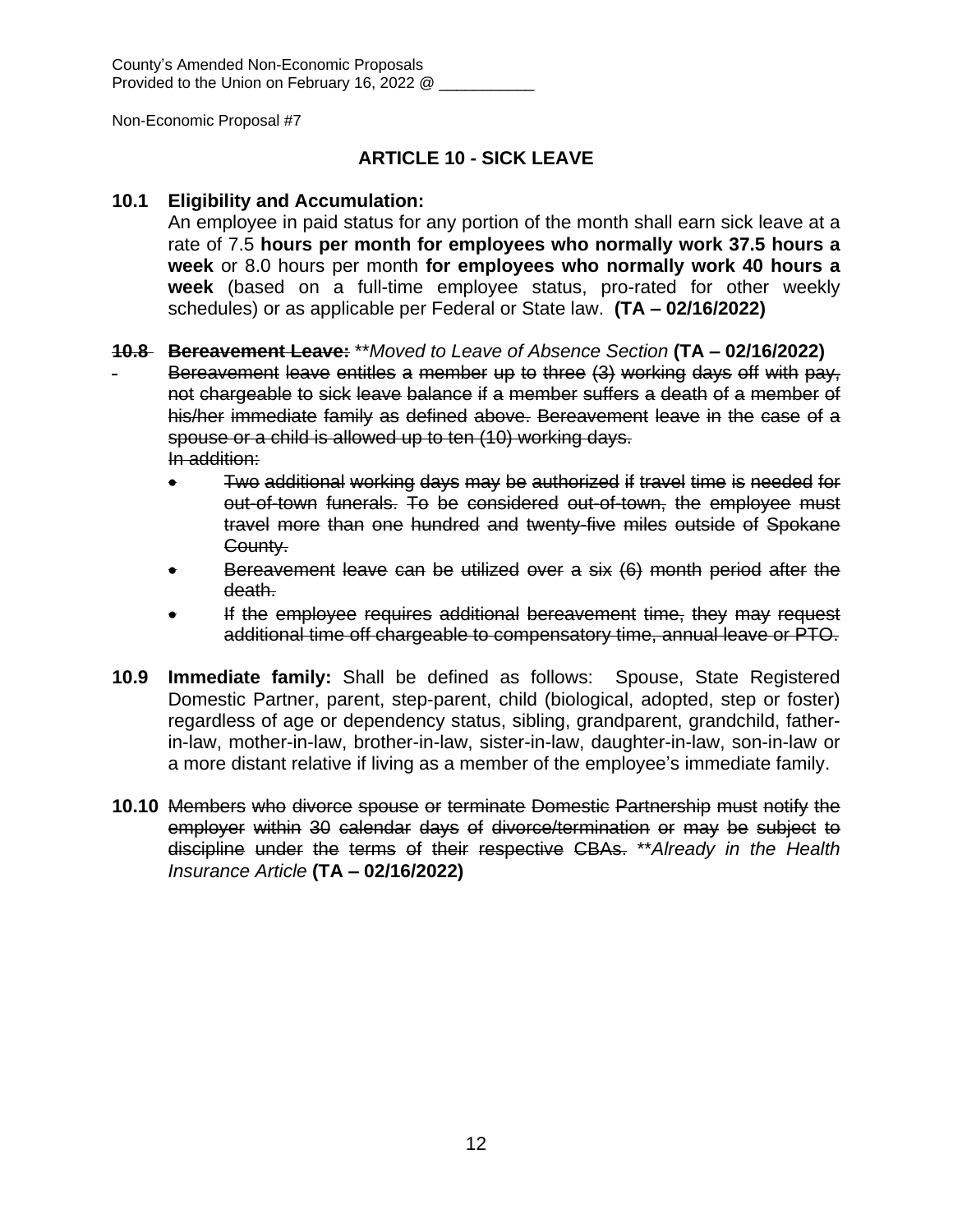County's Amended Non-Economic Proposals
Provided to the Union on February 16, 2022 @ ___________

Non-Economic Proposal #7

## ARTICLE 10 - SICK LEAVE

**10.1 Eligibility and Accumulation:**
An employee in paid status for any portion of the month shall earn sick leave at a rate of 7.5 **hours per month for employees who normally work 37.5 hours a week** or 8.0 hours per month **for employees who normally work 40 hours a week** (based on a full-time employee status, pro-rated for other weekly schedules) or as applicable per Federal or State law. **(TA – 02/16/2022)**

~~**10.8 Bereavement Leave:**~~ \*\**Moved to Leave of Absence Section* **(TA – 02/16/2022)**

~~Bereavement leave entitles a member up to three (3) working days off with pay, not chargeable to sick leave balance if a member suffers a death of a member of his/her immediate family as defined above. Bereavement leave in the case of a spouse or a child is allowed up to ten (10) working days.~~
~~In addition:~~

- ~~Two additional working days may be authorized if travel time is needed for out-of-town funerals. To be considered out-of-town, the employee must travel more than one hundred and twenty-five miles outside of Spokane County.~~
- ~~Bereavement leave can be utilized over a six (6) month period after the death.~~
- ~~If the employee requires additional bereavement time, they may request additional time off chargeable to compensatory time, annual leave or PTO.~~

**10.9 Immediate family:** Shall be defined as follows: Spouse, State Registered Domestic Partner, parent, step-parent, child (biological, adopted, step or foster) regardless of age or dependency status, sibling, grandparent, grandchild, father-in-law, mother-in-law, brother-in-law, sister-in-law, daughter-in-law, son-in-law or a more distant relative if living as a member of the employee's immediate family.

**10.10** ~~Members who divorce spouse or terminate Domestic Partnership must notify the employer within 30 calendar days of divorce/termination or may be subject to discipline under the terms of their respective CBAs.~~ \*\**Already in the Health Insurance Article* **(TA – 02/16/2022)**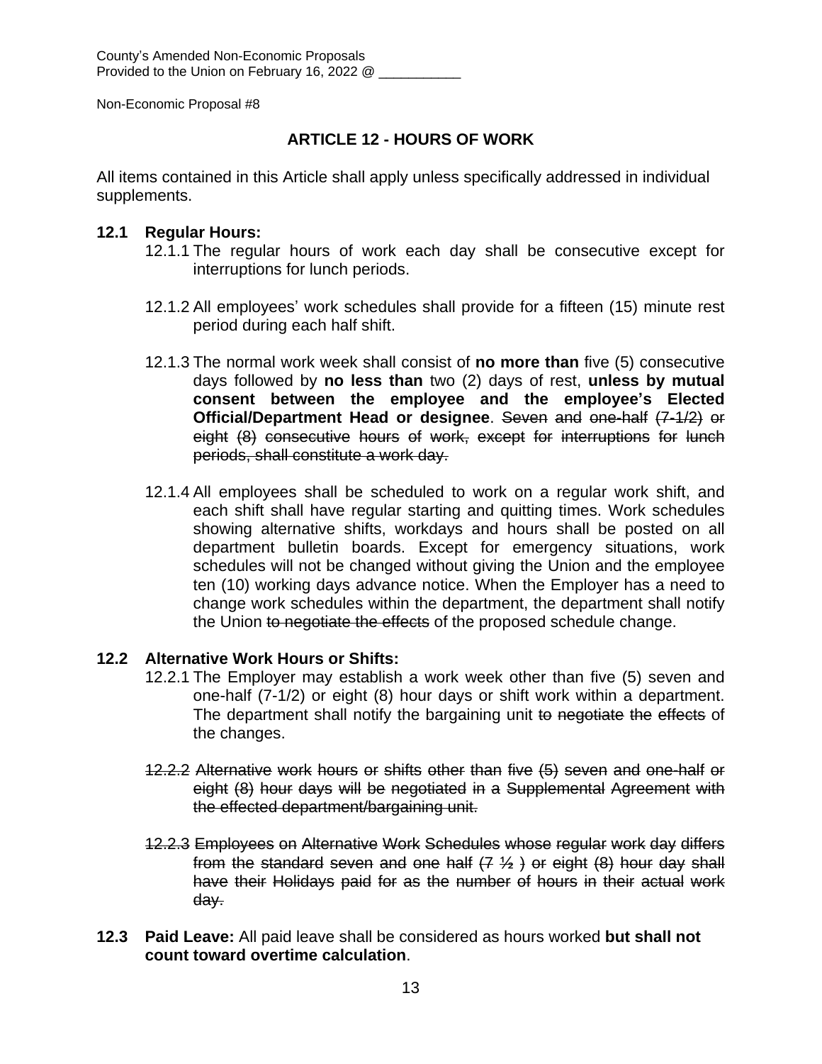County's Amended Non-Economic Proposals
Provided to the Union on February 16, 2022 @ ___________

Non-Economic Proposal #8

## ARTICLE 12 - HOURS OF WORK

All items contained in this Article shall apply unless specifically addressed in individual supplements.

**12.1 Regular Hours:**

12.1.1 The regular hours of work each day shall be consecutive except for interruptions for lunch periods.

12.1.2 All employees' work schedules shall provide for a fifteen (15) minute rest period during each half shift.

12.1.3 The normal work week shall consist of **no more than** five (5) consecutive days followed by **no less than** two (2) days of rest, **unless by mutual consent between the employee and the employee's Elected Official/Department Head or designee**. ~~Seven and one-half (7-1/2) or eight (8) consecutive hours of work, except for interruptions for lunch periods, shall constitute a work day.~~

12.1.4 All employees shall be scheduled to work on a regular work shift, and each shift shall have regular starting and quitting times. Work schedules showing alternative shifts, workdays and hours shall be posted on all department bulletin boards. Except for emergency situations, work schedules will not be changed without giving the Union and the employee ten (10) working days advance notice. When the Employer has a need to change work schedules within the department, the department shall notify the Union ~~to negotiate the effects~~ of the proposed schedule change.

**12.2 Alternative Work Hours or Shifts:**

12.2.1 The Employer may establish a work week other than five (5) seven and one-half (7-1/2) or eight (8) hour days or shift work within a department. The department shall notify the bargaining unit ~~to negotiate the effects~~ of the changes.

~~12.2.2 Alternative work hours or shifts other than five (5) seven and one-half or eight (8) hour days will be negotiated in a Supplemental Agreement with the effected department/bargaining unit.~~

~~12.2.3 Employees on Alternative Work Schedules whose regular work day differs from the standard seven and one half (7 ½ ) or eight (8) hour day shall have their Holidays paid for as the number of hours in their actual work day.~~

**12.3 Paid Leave:** All paid leave shall be considered as hours worked **but shall not count toward overtime calculation**.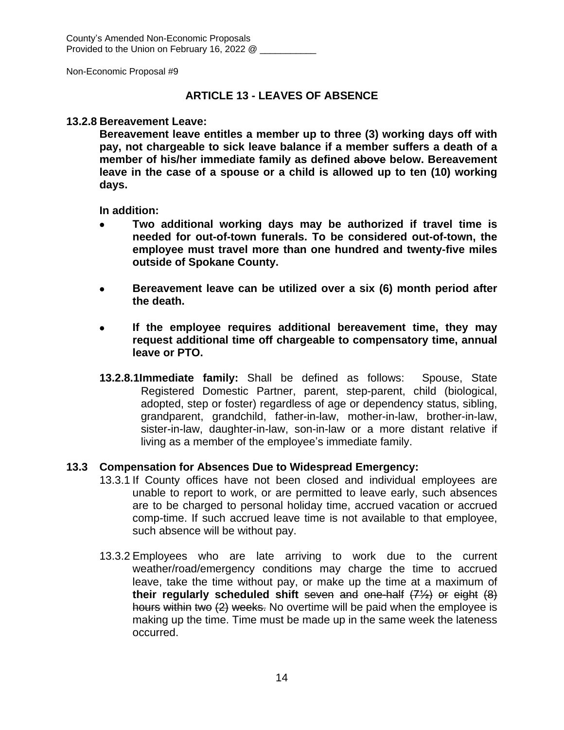County's Amended Non-Economic Proposals
Provided to the Union on February 16, 2022 @ ___________

Non-Economic Proposal #9

## ARTICLE 13 - LEAVES OF ABSENCE

**13.2.8 Bereavement Leave:**

**Bereavement leave entitles a member up to three (3) working days off with pay, not chargeable to sick leave balance if a member suffers a death of a member of his/her immediate family as defined ~~above~~ below. Bereavement leave in the case of a spouse or a child is allowed up to ten (10) working days.**

**In addition:**

- **Two additional working days may be authorized if travel time is needed for out-of-town funerals. To be considered out-of-town, the employee must travel more than one hundred and twenty-five miles outside of Spokane County.**
- **Bereavement leave can be utilized over a six (6) month period after the death.**
- **If the employee requires additional bereavement time, they may request additional time off chargeable to compensatory time, annual leave or PTO.**

**13.2.8.1 Immediate family:** Shall be defined as follows: Spouse, State Registered Domestic Partner, parent, step-parent, child (biological, adopted, step or foster) regardless of age or dependency status, sibling, grandparent, grandchild, father-in-law, mother-in-law, brother-in-law, sister-in-law, daughter-in-law, son-in-law or a more distant relative if living as a member of the employee's immediate family.

**13.3 Compensation for Absences Due to Widespread Emergency:**

13.3.1 If County offices have not been closed and individual employees are unable to report to work, or are permitted to leave early, such absences are to be charged to personal holiday time, accrued vacation or accrued comp-time. If such accrued leave time is not available to that employee, such absence will be without pay.

13.3.2 Employees who are late arriving to work due to the current weather/road/emergency conditions may charge the time to accrued leave, take the time without pay, or make up the time at a maximum of **their regularly scheduled shift** ~~seven and one-half (7½) or eight (8) hours within two (2) weeks.~~ No overtime will be paid when the employee is making up the time. Time must be made up in the same week the lateness occurred.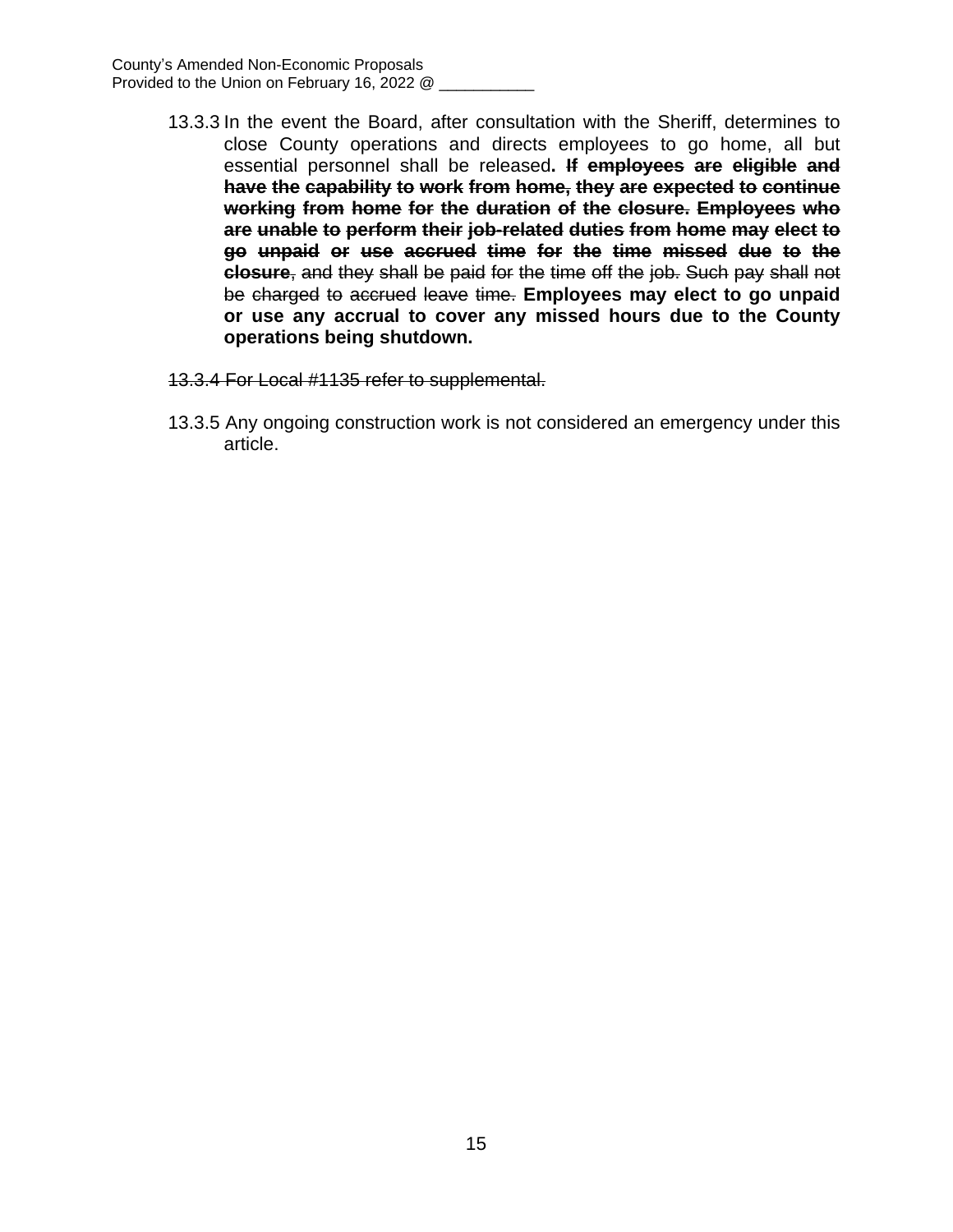13.3.3 In the event the Board, after consultation with the Sheriff, determines to close County operations and directs employees to go home, all but essential personnel shall be released**. ~~If employees are eligible and have the capability to work from home, they are expected to continue working from home for the duration of the closure. Employees who are unable to perform their job-related duties from home may elect to go unpaid or use accrued time for the time missed due to the closure~~**~~, and they shall be paid for the time off the job. Such pay shall not be charged to accrued leave time.~~ **Employees may elect to go unpaid or use any accrual to cover any missed hours due to the County operations being shutdown.**

~~13.3.4 For Local #1135 refer to supplemental.~~

13.3.5 Any ongoing construction work is not considered an emergency under this article.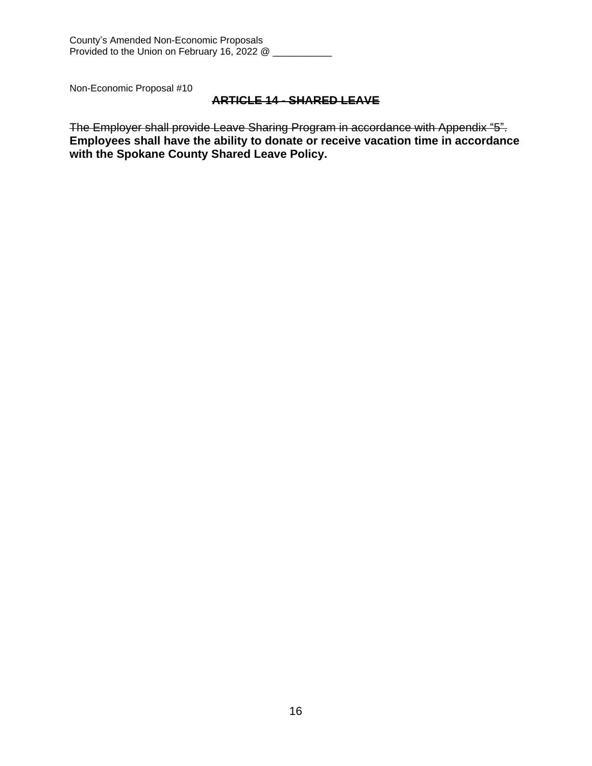Non-Economic Proposal #10

## ~~ARTICLE 14 - SHARED LEAVE~~

~~The Employer shall provide Leave Sharing Program in accordance with Appendix "5".~~ **Employees shall have the ability to donate or receive vacation time in accordance with the Spokane County Shared Leave Policy.**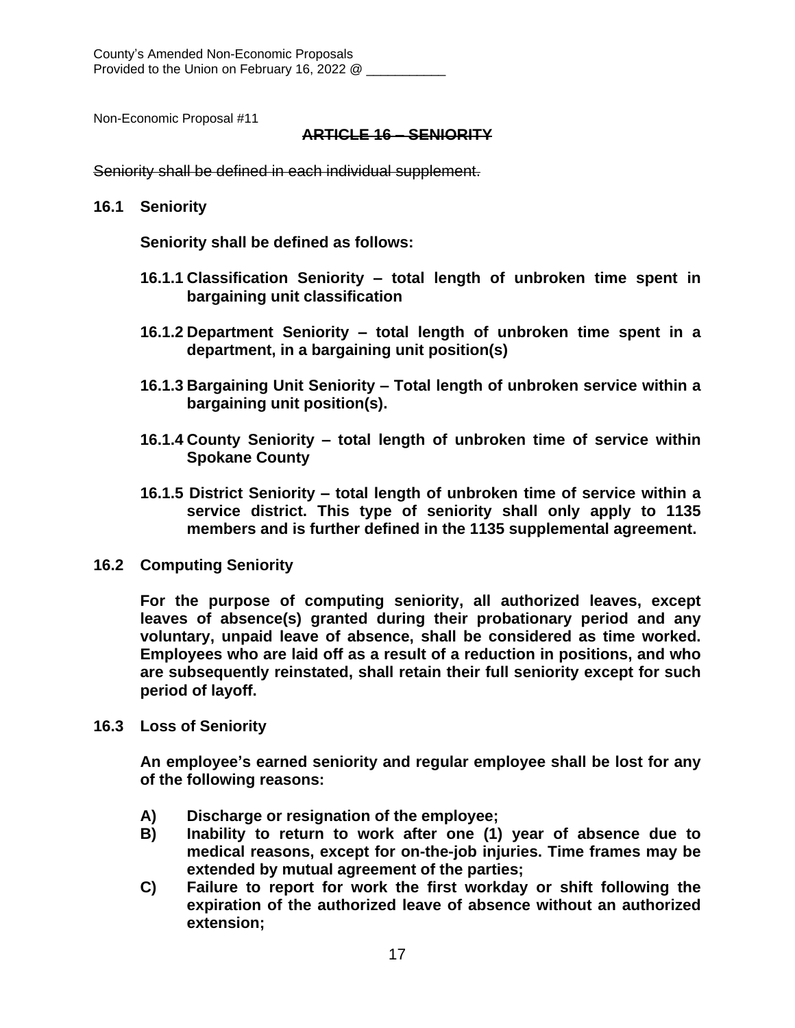County's Amended Non-Economic Proposals
Provided to the Union on February 16, 2022 @ ___________

Non-Economic Proposal #11

## ~~ARTICLE 16 – SENIORITY~~

~~Seniority shall be defined in each individual supplement.~~

**16.1 Seniority**

**Seniority shall be defined as follows:**

**16.1.1 Classification Seniority – total length of unbroken time spent in bargaining unit classification**

**16.1.2 Department Seniority – total length of unbroken time spent in a department, in a bargaining unit position(s)**

**16.1.3 Bargaining Unit Seniority – Total length of unbroken service within a bargaining unit position(s).**

**16.1.4 County Seniority – total length of unbroken time of service within Spokane County**

**16.1.5 District Seniority – total length of unbroken time of service within a service district. This type of seniority shall only apply to 1135 members and is further defined in the 1135 supplemental agreement.**

**16.2 Computing Seniority**

**For the purpose of computing seniority, all authorized leaves, except leaves of absence(s) granted during their probationary period and any voluntary, unpaid leave of absence, shall be considered as time worked. Employees who are laid off as a result of a reduction in positions, and who are subsequently reinstated, shall retain their full seniority except for such period of layoff.**

**16.3 Loss of Seniority**

**An employee's earned seniority and regular employee shall be lost for any of the following reasons:**

**A) Discharge or resignation of the employee;**
**B) Inability to return to work after one (1) year of absence due to medical reasons, except for on-the-job injuries. Time frames may be extended by mutual agreement of the parties;**
**C) Failure to report for work the first workday or shift following the expiration of the authorized leave of absence without an authorized extension;**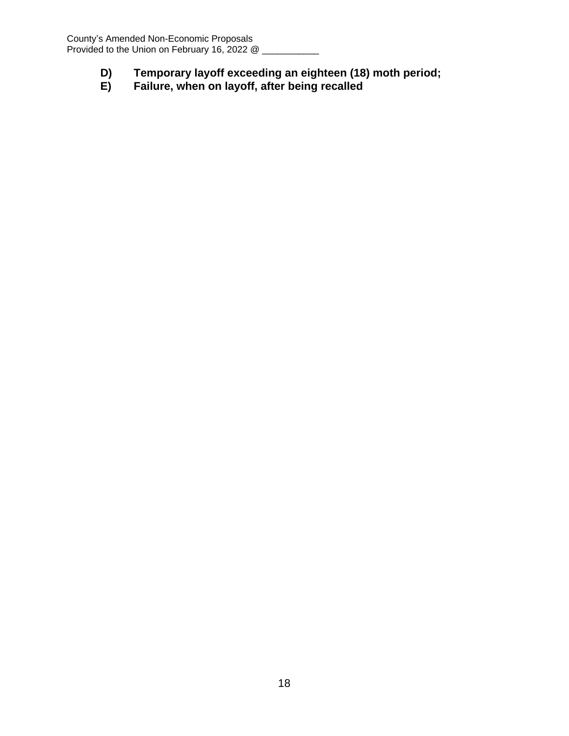**D) Temporary layoff exceeding an eighteen (18) moth period;**
**E) Failure, when on layoff, after being recalled**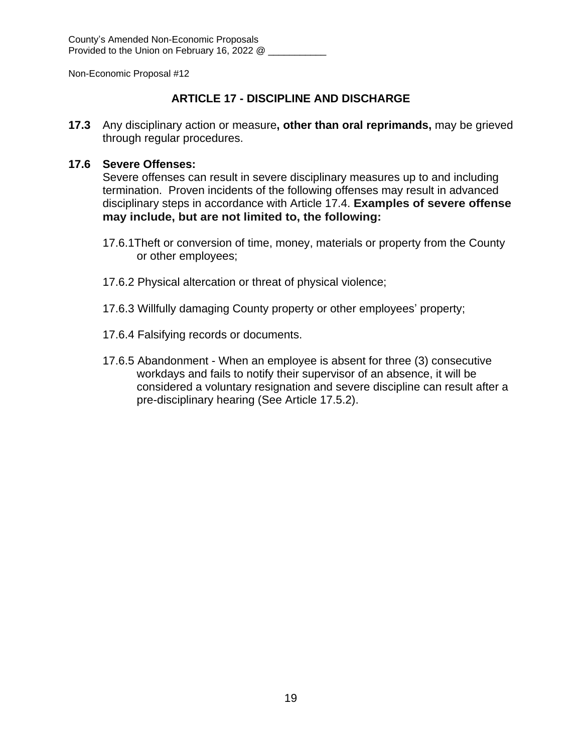County's Amended Non-Economic Proposals
Provided to the Union on February 16, 2022 @ ___________

Non-Economic Proposal #12

## ARTICLE 17 - DISCIPLINE AND DISCHARGE

**17.3** Any disciplinary action or measure**, other than oral reprimands,** may be grieved through regular procedures.

**17.6 Severe Offenses:**
Severe offenses can result in severe disciplinary measures up to and including termination. Proven incidents of the following offenses may result in advanced disciplinary steps in accordance with Article 17.4. **Examples of severe offense may include, but are not limited to, the following:**

17.6.1Theft or conversion of time, money, materials or property from the County or other employees;

17.6.2 Physical altercation or threat of physical violence;

17.6.3 Willfully damaging County property or other employees' property;

17.6.4 Falsifying records or documents.

17.6.5 Abandonment - When an employee is absent for three (3) consecutive workdays and fails to notify their supervisor of an absence, it will be considered a voluntary resignation and severe discipline can result after a pre-disciplinary hearing (See Article 17.5.2).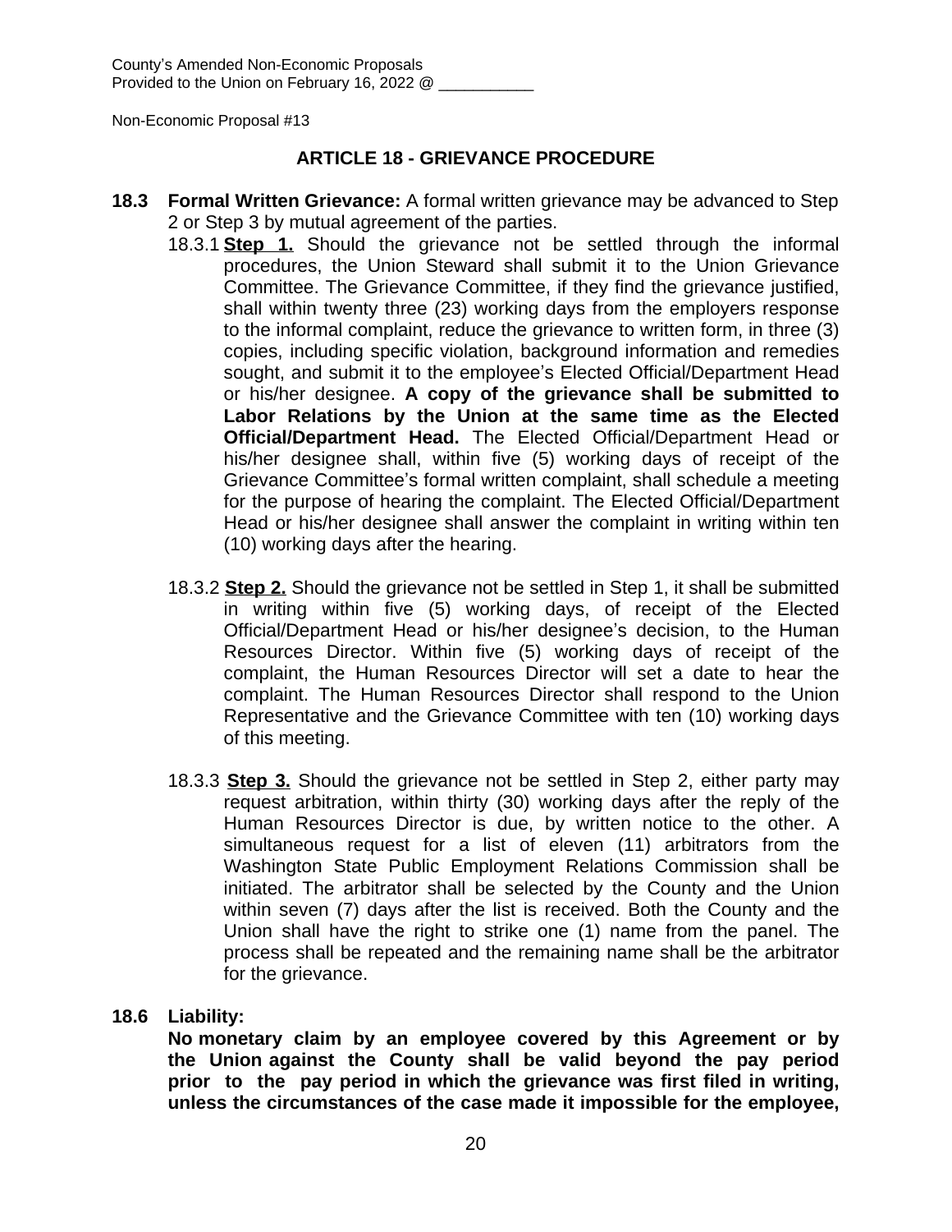County's Amended Non-Economic Proposals
Provided to the Union on February 16, 2022 @ ___________

Non-Economic Proposal #13

## ARTICLE 18 - GRIEVANCE PROCEDURE

**18.3 Formal Written Grievance:** A formal written grievance may be advanced to Step 2 or Step 3 by mutual agreement of the parties.

18.3.1 **Step 1.** Should the grievance not be settled through the informal procedures, the Union Steward shall submit it to the Union Grievance Committee. The Grievance Committee, if they find the grievance justified, shall within twenty three (23) working days from the employers response to the informal complaint, reduce the grievance to written form, in three (3) copies, including specific violation, background information and remedies sought, and submit it to the employee's Elected Official/Department Head or his/her designee. **A copy of the grievance shall be submitted to Labor Relations by the Union at the same time as the Elected Official/Department Head.** The Elected Official/Department Head or his/her designee shall, within five (5) working days of receipt of the Grievance Committee's formal written complaint, shall schedule a meeting for the purpose of hearing the complaint. The Elected Official/Department Head or his/her designee shall answer the complaint in writing within ten (10) working days after the hearing.

18.3.2 **Step 2.** Should the grievance not be settled in Step 1, it shall be submitted in writing within five (5) working days, of receipt of the Elected Official/Department Head or his/her designee's decision, to the Human Resources Director. Within five (5) working days of receipt of the complaint, the Human Resources Director will set a date to hear the complaint. The Human Resources Director shall respond to the Union Representative and the Grievance Committee with ten (10) working days of this meeting.

18.3.3 **Step 3.** Should the grievance not be settled in Step 2, either party may request arbitration, within thirty (30) working days after the reply of the Human Resources Director is due, by written notice to the other. A simultaneous request for a list of eleven (11) arbitrators from the Washington State Public Employment Relations Commission shall be initiated. The arbitrator shall be selected by the County and the Union within seven (7) days after the list is received. Both the County and the Union shall have the right to strike one (1) name from the panel. The process shall be repeated and the remaining name shall be the arbitrator for the grievance.

**18.6 Liability:**

**No monetary claim by an employee covered by this Agreement or by the Union against the County shall be valid beyond the pay period prior to the pay period in which the grievance was first filed in writing, unless the circumstances of the case made it impossible for the employee,**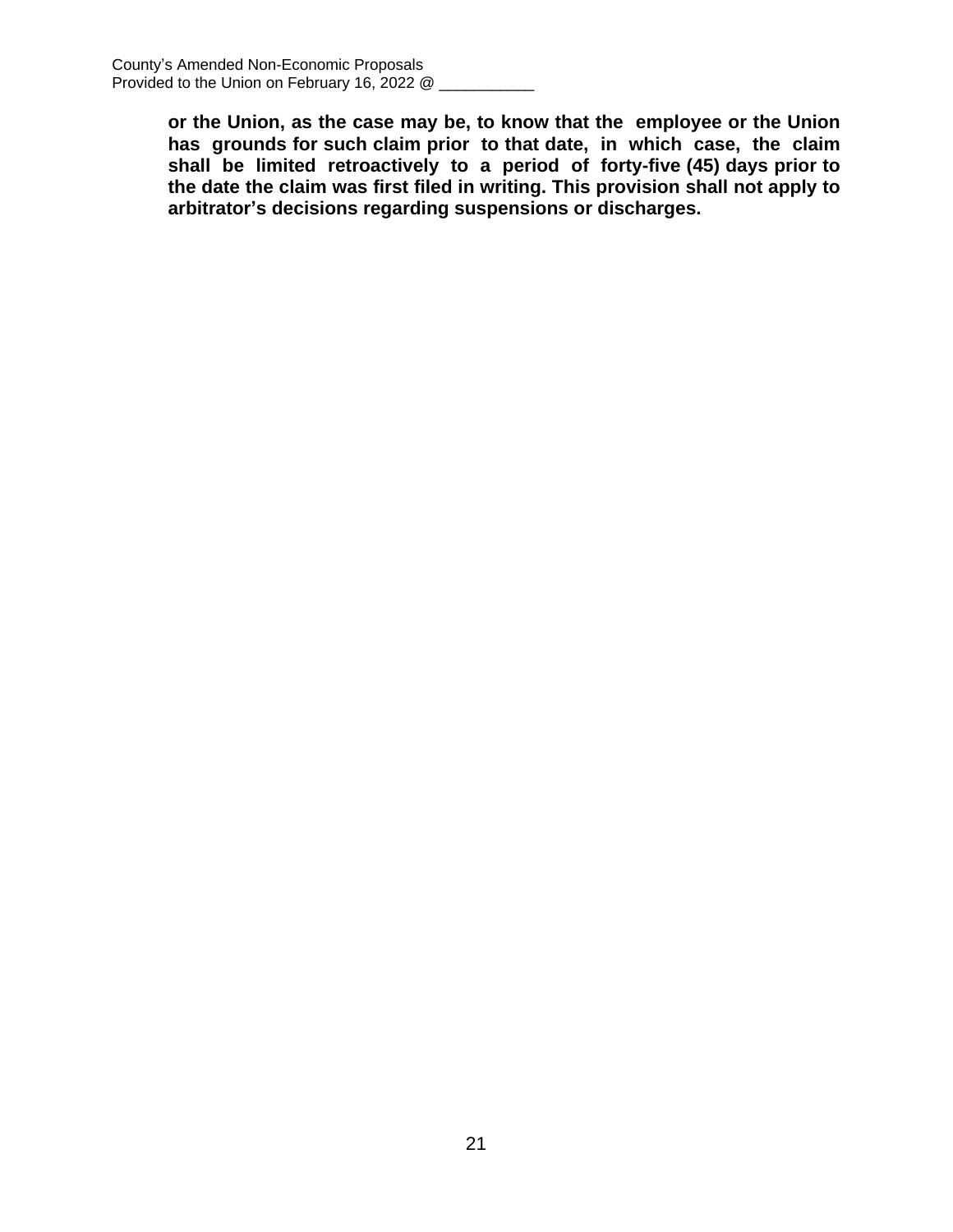**or the Union, as the case may be, to know that the employee or the Union has grounds for such claim prior to that date, in which case, the claim shall be limited retroactively to a period of forty-five (45) days prior to the date the claim was first filed in writing. This provision shall not apply to arbitrator's decisions regarding suspensions or discharges.**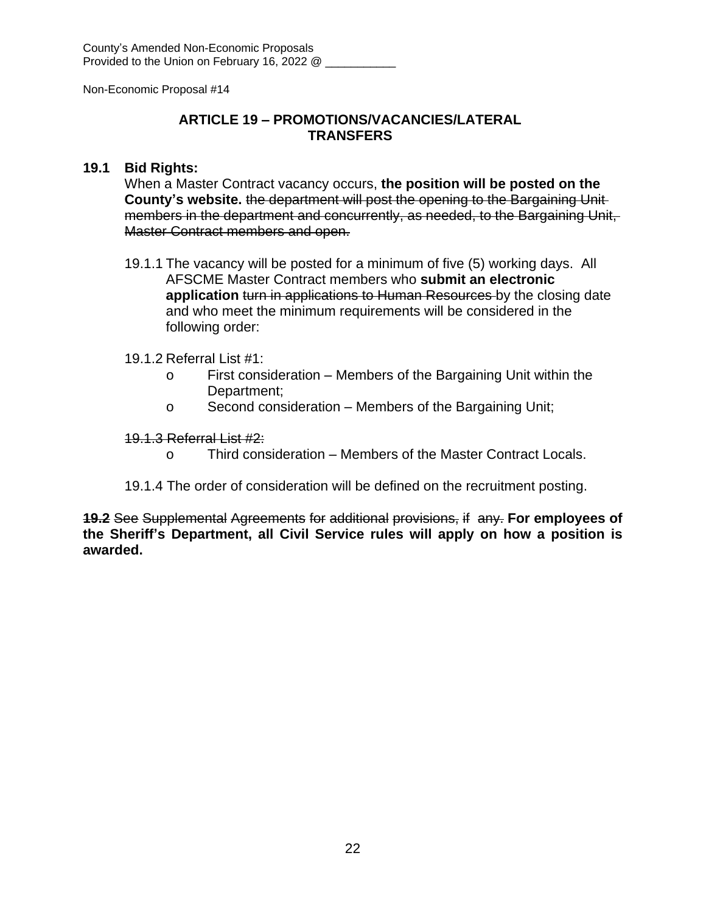County's Amended Non-Economic Proposals
Provided to the Union on February 16, 2022 @ ___________

Non-Economic Proposal #14

## ARTICLE 19 – PROMOTIONS/VACANCIES/LATERAL TRANSFERS

**19.1 Bid Rights:**

When a Master Contract vacancy occurs, **the position will be posted on the County's website.** ~~the department will post the opening to the Bargaining Unit members in the department and concurrently, as needed, to the Bargaining Unit, Master Contract members and open.~~

19.1.1 The vacancy will be posted for a minimum of five (5) working days. All AFSCME Master Contract members who **submit an electronic application** ~~turn in applications to Human Resources~~ by the closing date and who meet the minimum requirements will be considered in the following order:

19.1.2 Referral List #1:

- First consideration – Members of the Bargaining Unit within the Department;
- Second consideration – Members of the Bargaining Unit;

~~19.1.3 Referral List #2:~~

- Third consideration – Members of the Master Contract Locals.

19.1.4 The order of consideration will be defined on the recruitment posting.

~~**19.2**~~ ~~See Supplemental Agreements for additional provisions, if any.~~ **For employees of the Sheriff's Department, all Civil Service rules will apply on how a position is awarded.**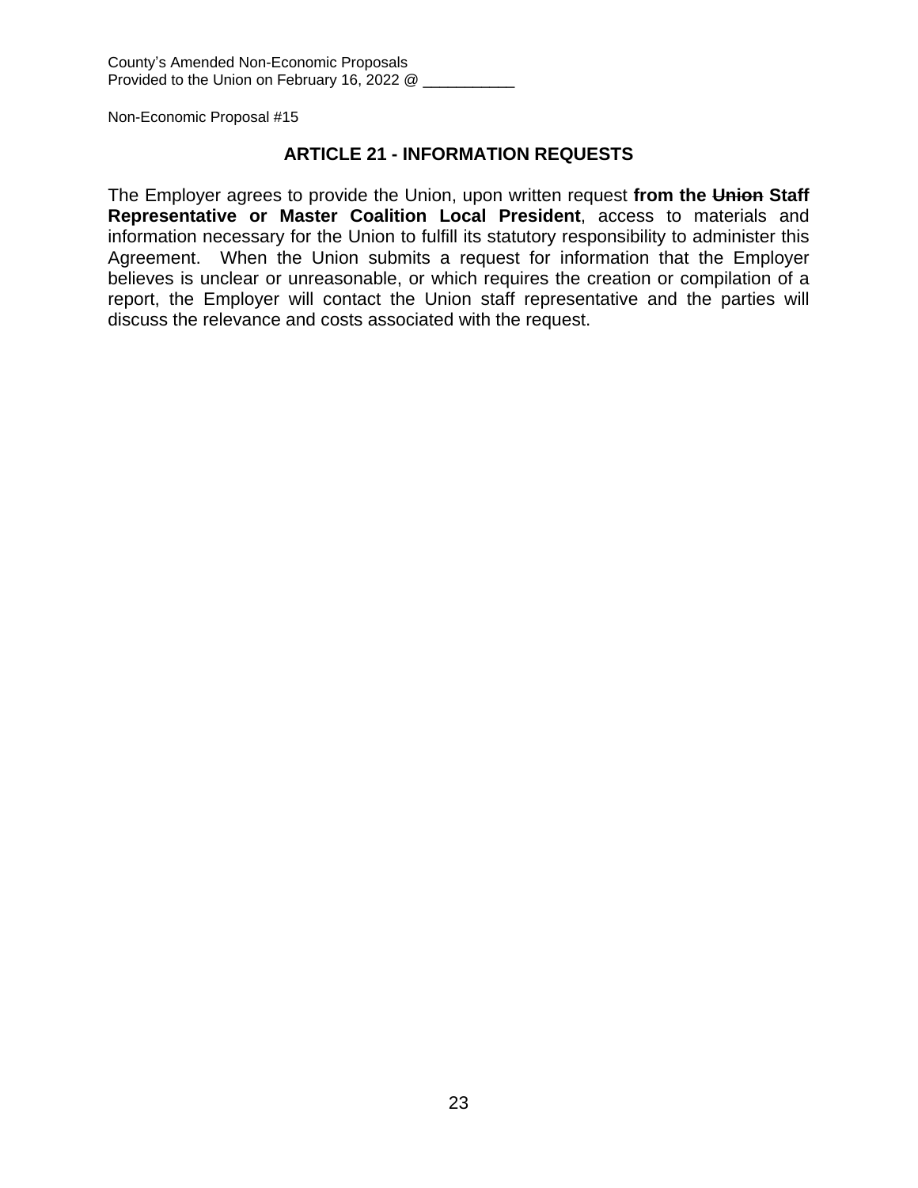Non-Economic Proposal #15

## ARTICLE 21 - INFORMATION REQUESTS

The Employer agrees to provide the Union, upon written request **from the ~~Union~~ Staff Representative or Master Coalition Local President**, access to materials and information necessary for the Union to fulfill its statutory responsibility to administer this Agreement. When the Union submits a request for information that the Employer believes is unclear or unreasonable, or which requires the creation or compilation of a report, the Employer will contact the Union staff representative and the parties will discuss the relevance and costs associated with the request.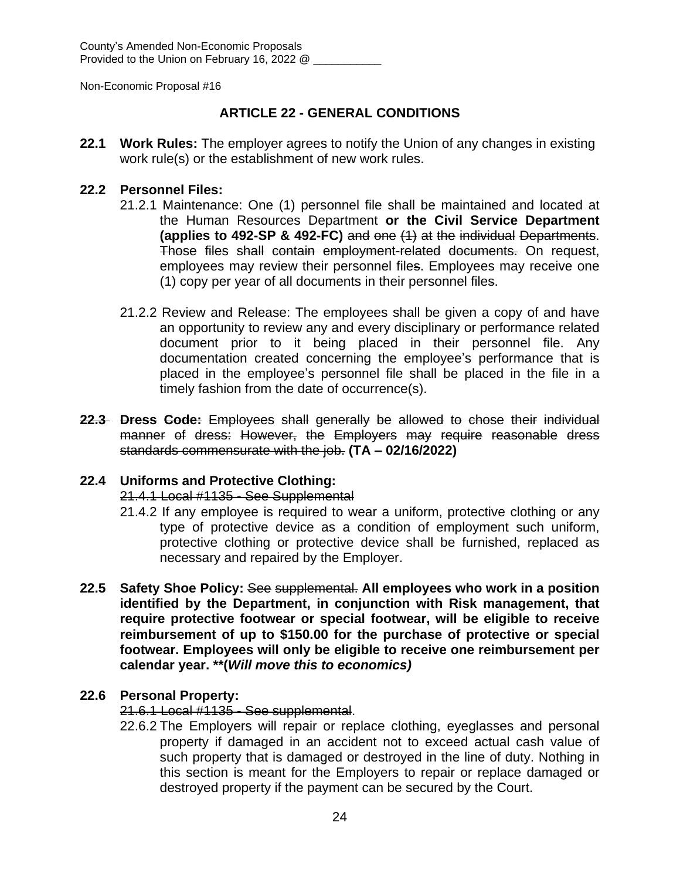County's Amended Non-Economic Proposals
Provided to the Union on February 16, 2022 @ ___________

Non-Economic Proposal #16

## ARTICLE 22 - GENERAL CONDITIONS

**22.1 Work Rules:** The employer agrees to notify the Union of any changes in existing work rule(s) or the establishment of new work rules.

**22.2 Personnel Files:**

21.2.1 Maintenance: One (1) personnel file shall be maintained and located at the Human Resources Department **or the Civil Service Department (applies to 492-SP & 492-FC)** ~~and one (1) at the individual Departments~~. ~~Those files shall contain employment-related documents.~~ On request, employees may review their personnel file~~s~~. Employees may receive one (1) copy per year of all documents in their personnel file~~s~~.

21.2.2 Review and Release: The employees shall be given a copy of and have an opportunity to review any and every disciplinary or performance related document prior to it being placed in their personnel file. Any documentation created concerning the employee's performance that is placed in the employee's personnel file shall be placed in the file in a timely fashion from the date of occurrence(s).

~~**22.3 Dress Code:** Employees shall generally be allowed to chose their individual manner of dress: However, the Employers may require reasonable dress standards commensurate with the job.~~ **(TA – 02/16/2022)**

**22.4 Uniforms and Protective Clothing:**

~~21.4.1 Local #1135 - See Supplemental~~

21.4.2 If any employee is required to wear a uniform, protective clothing or any type of protective device as a condition of employment such uniform, protective clothing or protective device shall be furnished, replaced as necessary and repaired by the Employer.

**22.5 Safety Shoe Policy:** ~~See supplemental.~~ **All employees who work in a position identified by the Department, in conjunction with Risk management, that require protective footwear or special footwear, will be eligible to receive reimbursement of up to $150.00 for the purchase of protective or special footwear. Employees will only be eligible to receive one reimbursement per calendar year. \*\*(*Will move this to economics)***

**22.6 Personal Property:**

~~21.6.1 Local #1135 - See supplemental~~.

22.6.2 The Employers will repair or replace clothing, eyeglasses and personal property if damaged in an accident not to exceed actual cash value of such property that is damaged or destroyed in the line of duty. Nothing in this section is meant for the Employers to repair or replace damaged or destroyed property if the payment can be secured by the Court.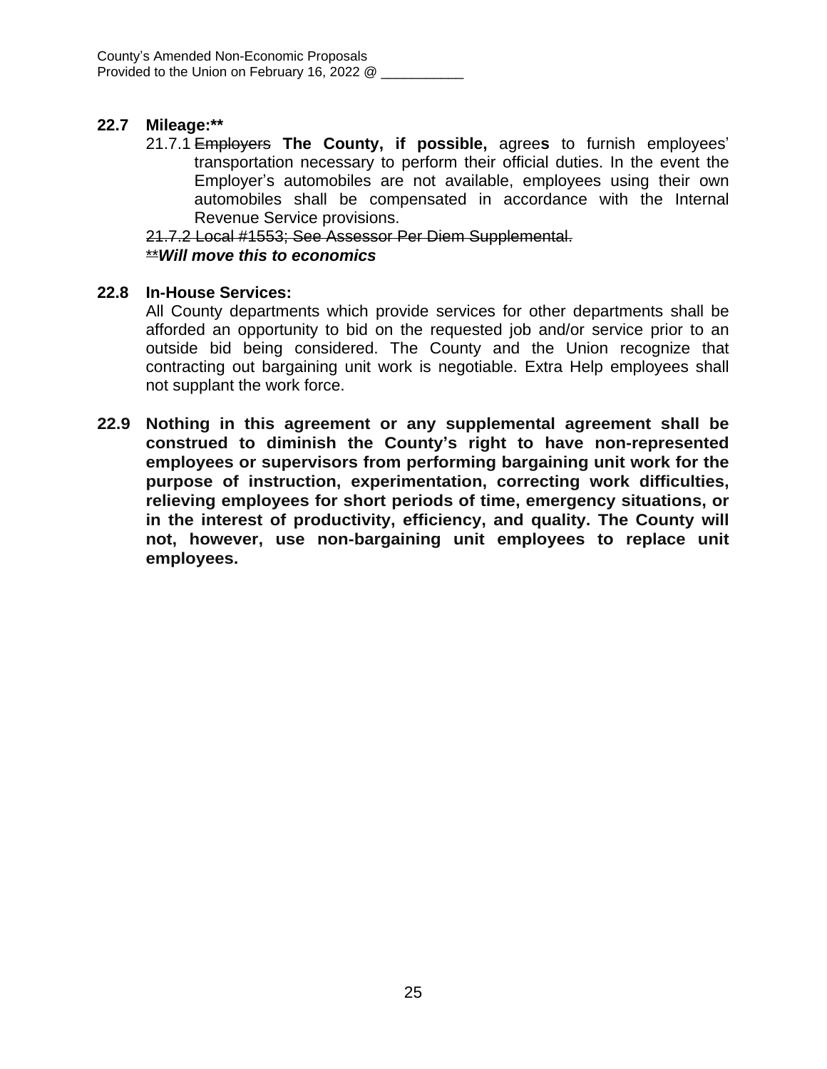**22.7 Mileage:\*\***

21.7.1 ~~Employers~~ **The County, if possible,** agree**s** to furnish employees' transportation necessary to perform their official duties. In the event the Employer's automobiles are not available, employees using their own automobiles shall be compensated in accordance with the Internal Revenue Service provisions.

~~21.7.2 Local #1553; See Assessor Per Diem Supplemental.~~

\*\****Will move this to economics***

**22.8 In-House Services:**

All County departments which provide services for other departments shall be afforded an opportunity to bid on the requested job and/or service prior to an outside bid being considered. The County and the Union recognize that contracting out bargaining unit work is negotiable. Extra Help employees shall not supplant the work force.

**22.9 Nothing in this agreement or any supplemental agreement shall be construed to diminish the County's right to have non-represented employees or supervisors from performing bargaining unit work for the purpose of instruction, experimentation, correcting work difficulties, relieving employees for short periods of time, emergency situations, or in the interest of productivity, efficiency, and quality. The County will not, however, use non-bargaining unit employees to replace unit employees.**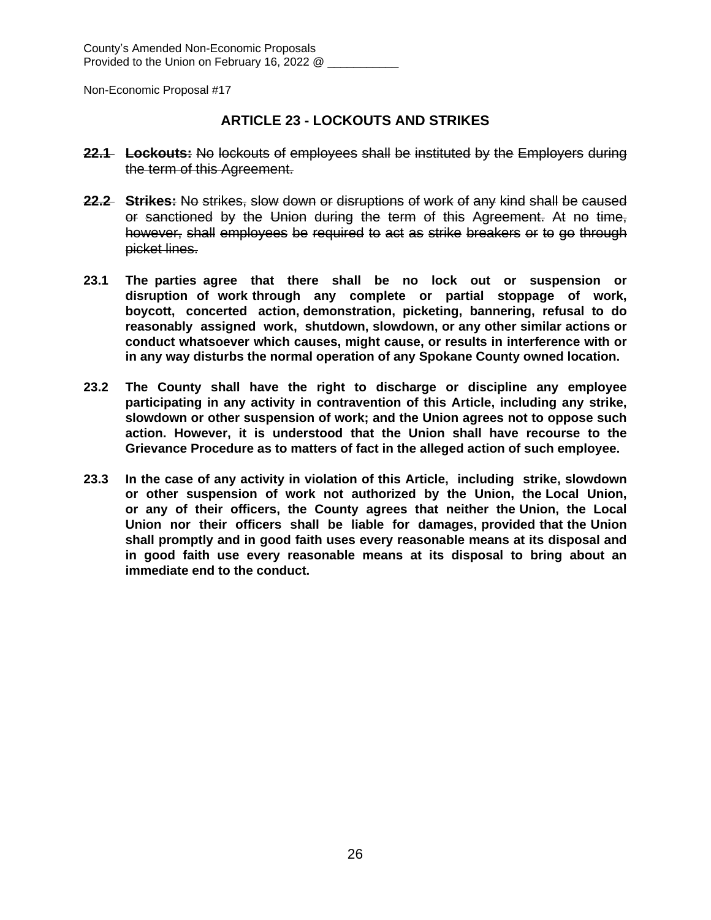County's Amended Non-Economic Proposals
Provided to the Union on February 16, 2022 @ ___________

Non-Economic Proposal #17

## ARTICLE 23 - LOCKOUTS AND STRIKES

~~**22.1 Lockouts:** No lockouts of employees shall be instituted by the Employers during the term of this Agreement.~~

~~**22.2 Strikes:** No strikes, slow down or disruptions of work of any kind shall be caused or sanctioned by the Union during the term of this Agreement. At no time, however, shall employees be required to act as strike breakers or to go through picket lines.~~

**23.1 The parties agree that there shall be no lock out or suspension or disruption of work through any complete or partial stoppage of work, boycott, concerted action, demonstration, picketing, bannering, refusal to do reasonably assigned work, shutdown, slowdown, or any other similar actions or conduct whatsoever which causes, might cause, or results in interference with or in any way disturbs the normal operation of any Spokane County owned location.**

**23.2 The County shall have the right to discharge or discipline any employee participating in any activity in contravention of this Article, including any strike, slowdown or other suspension of work; and the Union agrees not to oppose such action. However, it is understood that the Union shall have recourse to the Grievance Procedure as to matters of fact in the alleged action of such employee.**

**23.3 In the case of any activity in violation of this Article, including strike, slowdown or other suspension of work not authorized by the Union, the Local Union, or any of their officers, the County agrees that neither the Union, the Local Union nor their officers shall be liable for damages, provided that the Union shall promptly and in good faith uses every reasonable means at its disposal and in good faith use every reasonable means at its disposal to bring about an immediate end to the conduct.**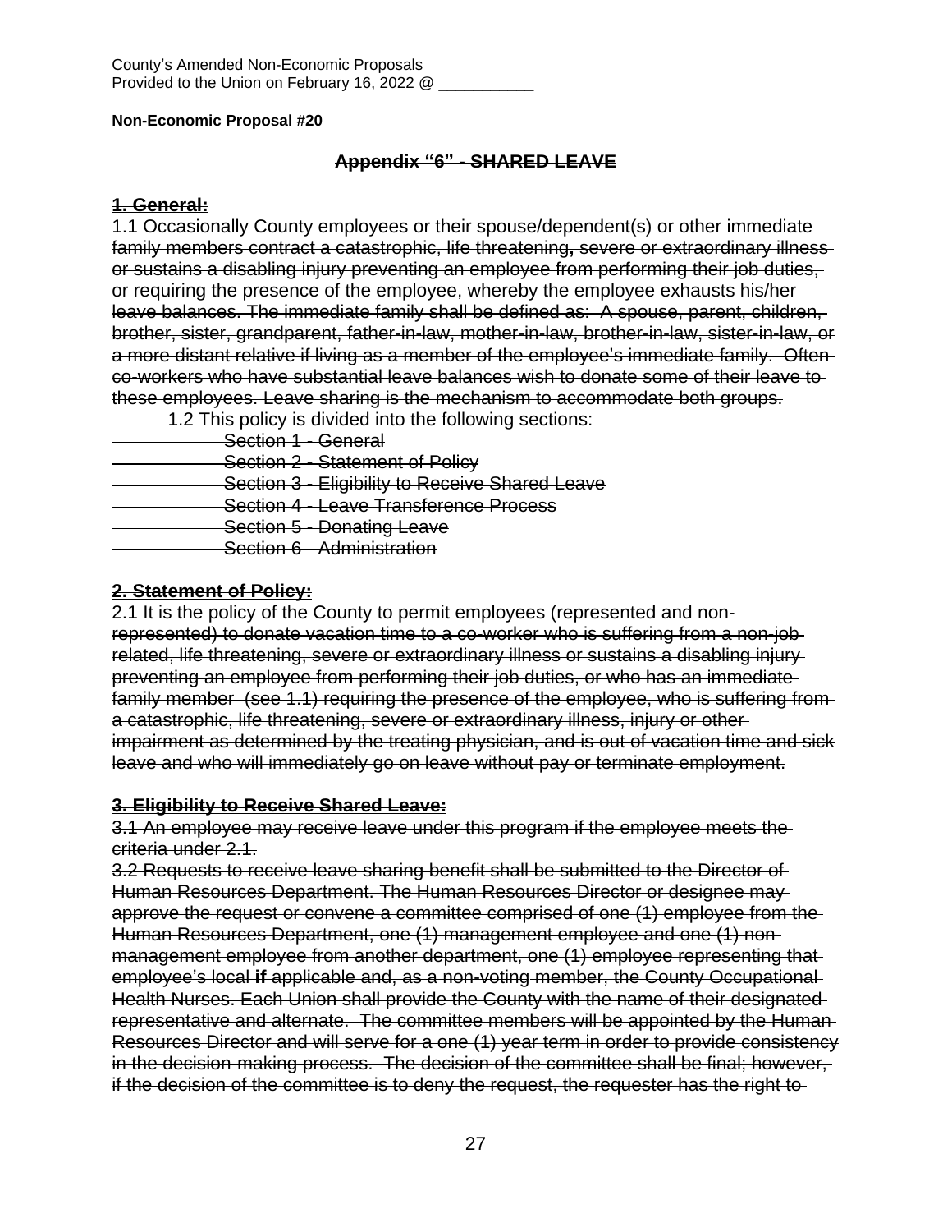County's Amended Non-Economic Proposals
Provided to the Union on February 16, 2022 @ ___________

**Non-Economic Proposal #20**

~~**Appendix "6" - SHARED LEAVE**~~

~~**1. General:**~~

~~1.1 Occasionally County employees or their spouse/dependent(s) or other immediate family members contract a catastrophic, life threatening, severe or extraordinary illness or sustains a disabling injury preventing an employee from performing their job duties, or requiring the presence of the employee, whereby the employee exhausts his/her leave balances. The immediate family shall be defined as: A spouse, parent, children, brother, sister, grandparent, father-in-law, mother-in-law, brother-in-law, sister-in-law, or a more distant relative if living as a member of the employee's immediate family. Often co-workers who have substantial leave balances wish to donate some of their leave to these employees. Leave sharing is the mechanism to accommodate both groups.~~

~~1.2 This policy is divided into the following sections:~~

~~Section 1 - General~~
~~Section 2 - Statement of Policy~~
~~Section 3 - Eligibility to Receive Shared Leave~~
~~Section 4 - Leave Transference Process~~
~~Section 5 - Donating Leave~~
~~Section 6 - Administration~~

~~**2. Statement of Policy:**~~

~~2.1 It is the policy of the County to permit employees (represented and non-represented) to donate vacation time to a co-worker who is suffering from a non-job related, life threatening, severe or extraordinary illness or sustains a disabling injury preventing an employee from performing their job duties, or who has an immediate family member (see 1.1) requiring the presence of the employee, who is suffering from a catastrophic, life threatening, severe or extraordinary illness, injury or other impairment as determined by the treating physician, and is out of vacation time and sick leave and who will immediately go on leave without pay or terminate employment.~~

~~**3. Eligibility to Receive Shared Leave:**~~

~~3.1 An employee may receive leave under this program if the employee meets the criteria under 2.1.~~

~~3.2 Requests to receive leave sharing benefit shall be submitted to the Director of Human Resources Department. The Human Resources Director or designee may approve the request or convene a committee comprised of one (1) employee from the Human Resources Department, one (1) management employee and one (1) non-management employee from another department, one (1) employee representing that employee's local **if** applicable and, as a non-voting member, the County Occupational Health Nurses. Each Union shall provide the County with the name of their designated representative and alternate. The committee members will be appointed by the Human Resources Director and will serve for a one (1) year term in order to provide consistency in the decision-making process. The decision of the committee shall be final; however, if the decision of the committee is to deny the request, the requester has the right to~~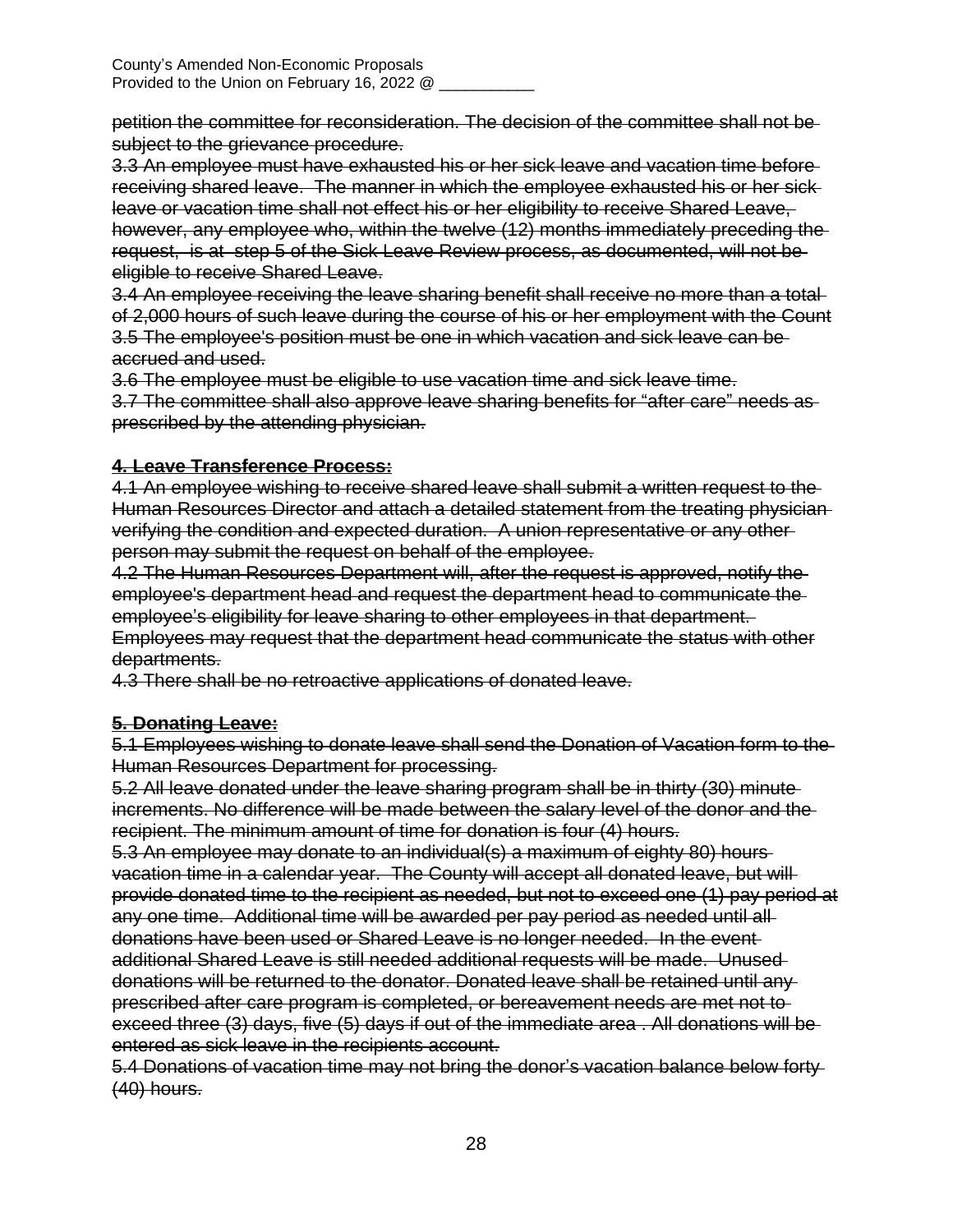~~petition the committee for reconsideration. The decision of the committee shall not be subject to the grievance procedure.~~

~~3.3 An employee must have exhausted his or her sick leave and vacation time before receiving shared leave. The manner in which the employee exhausted his or her sick leave or vacation time shall not effect his or her eligibility to receive Shared Leave, however, any employee who, within the twelve (12) months immediately preceding the request, is at step 5 of the Sick Leave Review process, as documented, will not be eligible to receive Shared Leave.~~

~~3.4 An employee receiving the leave sharing benefit shall receive no more than a total of 2,000 hours of such leave during the course of his or her employment with the Count~~

~~3.5 The employee's position must be one in which vacation and sick leave can be accrued and used.~~

~~3.6 The employee must be eligible to use vacation time and sick leave time.~~

~~3.7 The committee shall also approve leave sharing benefits for "after care" needs as prescribed by the attending physician.~~

**~~4. Leave Transference Process:~~**

~~4.1 An employee wishing to receive shared leave shall submit a written request to the Human Resources Director and attach a detailed statement from the treating physician verifying the condition and expected duration. A union representative or any other person may submit the request on behalf of the employee.~~

~~4.2 The Human Resources Department will, after the request is approved, notify the employee's department head and request the department head to communicate the employee's eligibility for leave sharing to other employees in that department. Employees may request that the department head communicate the status with other departments.~~

~~4.3 There shall be no retroactive applications of donated leave.~~

**~~5. Donating Leave:~~**

~~5.1 Employees wishing to donate leave shall send the Donation of Vacation form to the Human Resources Department for processing.~~

~~5.2 All leave donated under the leave sharing program shall be in thirty (30) minute increments. No difference will be made between the salary level of the donor and the recipient. The minimum amount of time for donation is four (4) hours.~~

~~5.3 An employee may donate to an individual(s) a maximum of eighty 80) hours vacation time in a calendar year. The County will accept all donated leave, but will provide donated time to the recipient as needed, but not to exceed one (1) pay period at any one time. Additional time will be awarded per pay period as needed until all donations have been used or Shared Leave is no longer needed. In the event additional Shared Leave is still needed additional requests will be made. Unused donations will be returned to the donator. Donated leave shall be retained until any prescribed after care program is completed, or bereavement needs are met not to exceed three (3) days, five (5) days if out of the immediate area . All donations will be entered as sick leave in the recipients account.~~

~~5.4 Donations of vacation time may not bring the donor's vacation balance below forty (40) hours.~~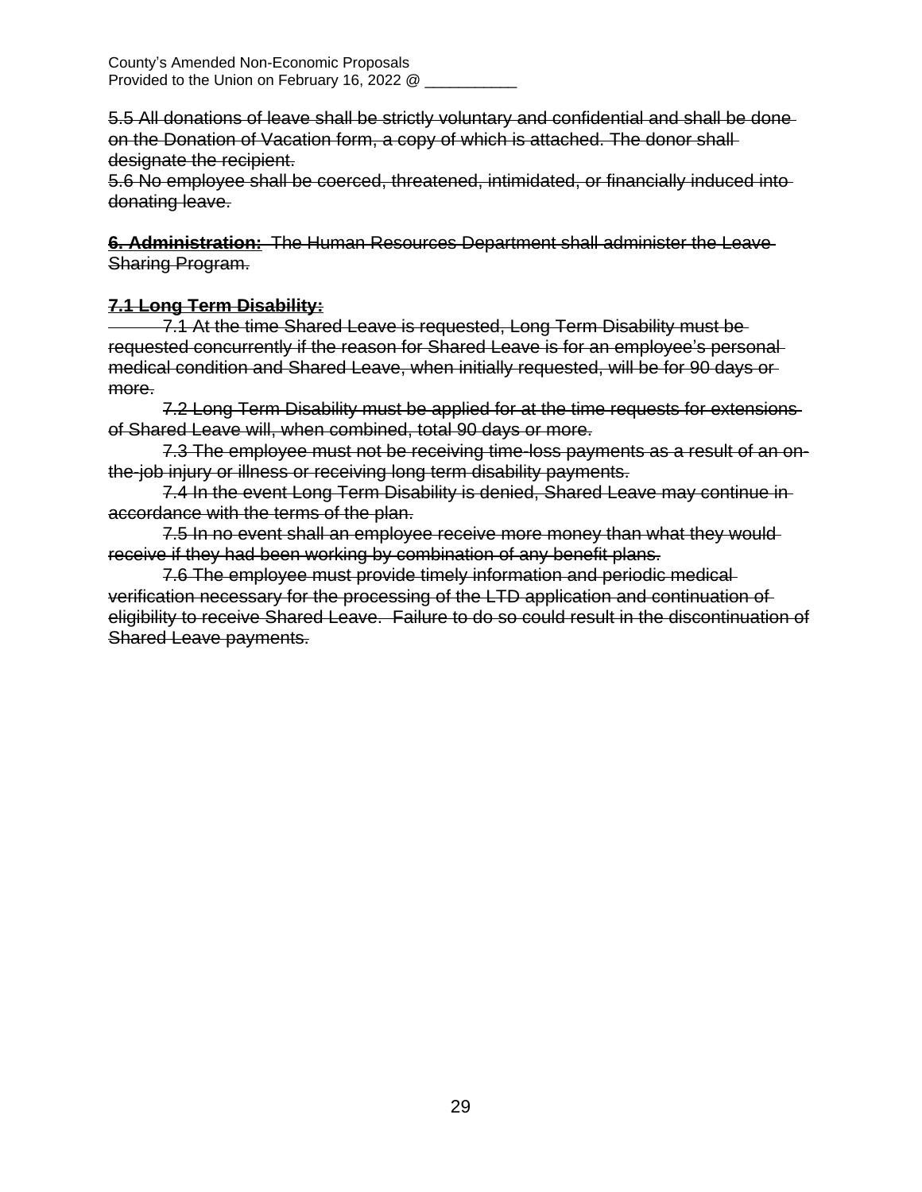~~5.5 All donations of leave shall be strictly voluntary and confidential and shall be done on the Donation of Vacation form, a copy of which is attached. The donor shall designate the recipient.~~
~~5.6 No employee shall be coerced, threatened, intimidated, or financially induced into donating leave.~~

~~**6. Administration:** The Human Resources Department shall administer the Leave Sharing Program.~~

~~**7.1 Long Term Disability:**~~

~~7.1 At the time Shared Leave is requested, Long Term Disability must be requested concurrently if the reason for Shared Leave is for an employee's personal medical condition and Shared Leave, when initially requested, will be for 90 days or more.~~

~~7.2 Long Term Disability must be applied for at the time requests for extensions of Shared Leave will, when combined, total 90 days or more.~~

~~7.3 The employee must not be receiving time-loss payments as a result of an on-the-job injury or illness or receiving long term disability payments.~~

~~7.4 In the event Long Term Disability is denied, Shared Leave may continue in accordance with the terms of the plan.~~

~~7.5 In no event shall an employee receive more money than what they would receive if they had been working by combination of any benefit plans.~~

~~7.6 The employee must provide timely information and periodic medical verification necessary for the processing of the LTD application and continuation of eligibility to receive Shared Leave. Failure to do so could result in the discontinuation of Shared Leave payments.~~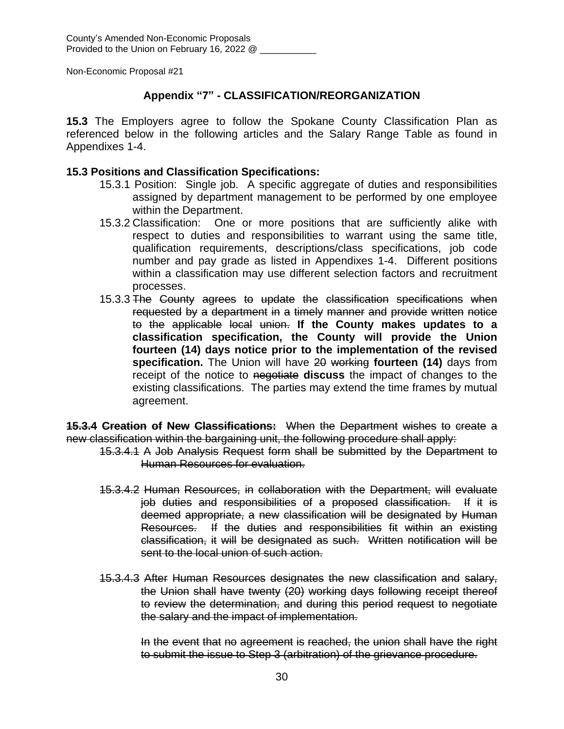County's Amended Non-Economic Proposals
Provided to the Union on February 16, 2022 @ ___________

Non-Economic Proposal #21

## Appendix "7" - CLASSIFICATION/REORGANIZATION

**15.3** The Employers agree to follow the Spokane County Classification Plan as referenced below in the following articles and the Salary Range Table as found in Appendixes 1-4.

**15.3 Positions and Classification Specifications:**

- 15.3.1 Position: Single job. A specific aggregate of duties and responsibilities assigned by department management to be performed by one employee within the Department.
- 15.3.2 Classification: One or more positions that are sufficiently alike with respect to duties and responsibilities to warrant using the same title, qualification requirements, descriptions/class specifications, job code number and pay grade as listed in Appendixes 1-4. Different positions within a classification may use different selection factors and recruitment processes.
- 15.3.3 ~~The County agrees to update the classification specifications when requested by a department in a timely manner and provide written notice to the applicable local union.~~ **If the County makes updates to a classification specification, the County will provide the Union fourteen (14) days notice prior to the implementation of the revised specification.** The Union will have ~~20 working~~ **fourteen (14)** days from receipt of the notice to ~~negotiate~~ **discuss** the impact of changes to the existing classifications. The parties may extend the time frames by mutual agreement.

~~**15.3.4 Creation of New Classifications:** When the Department wishes to create a new classification within the bargaining unit, the following procedure shall apply:~~

- ~~15.3.4.1 A Job Analysis Request form shall be submitted by the Department to Human Resources for evaluation.~~
- ~~15.3.4.2 Human Resources, in collaboration with the Department, will evaluate job duties and responsibilities of a proposed classification. If it is deemed appropriate, a new classification will be designated by Human Resources. If the duties and responsibilities fit within an existing classification, it will be designated as such. Written notification will be sent to the local union of such action.~~
- ~~15.3.4.3 After Human Resources designates the new classification and salary, the Union shall have twenty (20) working days following receipt thereof to review the determination, and during this period request to negotiate the salary and the impact of implementation.~~

  ~~In the event that no agreement is reached, the union shall have the right to submit the issue to Step 3 (arbitration) of the grievance procedure.~~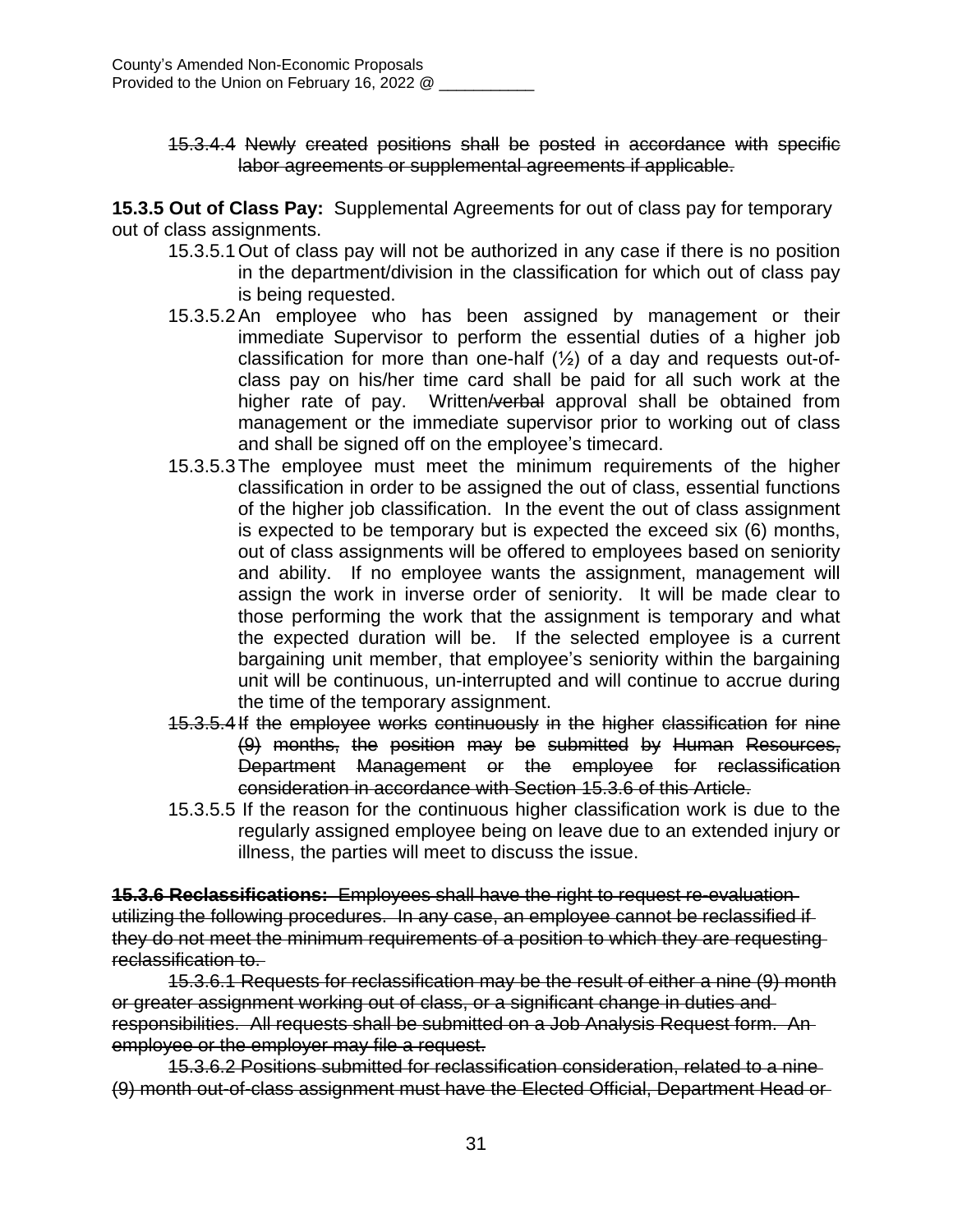~~15.3.4.4 Newly created positions shall be posted in accordance with specific labor agreements or supplemental agreements if applicable.~~

**15.3.5 Out of Class Pay:** Supplemental Agreements for out of class pay for temporary out of class assignments.

15.3.5.1 Out of class pay will not be authorized in any case if there is no position in the department/division in the classification for which out of class pay is being requested.

15.3.5.2 An employee who has been assigned by management or their immediate Supervisor to perform the essential duties of a higher job classification for more than one-half (½) of a day and requests out-of-class pay on his/her time card shall be paid for all such work at the higher rate of pay. Written~~/verbal~~ approval shall be obtained from management or the immediate supervisor prior to working out of class and shall be signed off on the employee's timecard.

15.3.5.3 The employee must meet the minimum requirements of the higher classification in order to be assigned the out of class, essential functions of the higher job classification. In the event the out of class assignment is expected to be temporary but is expected the exceed six (6) months, out of class assignments will be offered to employees based on seniority and ability. If no employee wants the assignment, management will assign the work in inverse order of seniority. It will be made clear to those performing the work that the assignment is temporary and what the expected duration will be. If the selected employee is a current bargaining unit member, that employee's seniority within the bargaining unit will be continuous, un-interrupted and will continue to accrue during the time of the temporary assignment.

~~15.3.5.4 If the employee works continuously in the higher classification for nine (9) months, the position may be submitted by Human Resources, Department Management or the employee for reclassification consideration in accordance with Section 15.3.6 of this Article.~~

15.3.5.5 If the reason for the continuous higher classification work is due to the regularly assigned employee being on leave due to an extended injury or illness, the parties will meet to discuss the issue.

~~**15.3.6 Reclassifications:** Employees shall have the right to request re-evaluation utilizing the following procedures. In any case, an employee cannot be reclassified if they do not meet the minimum requirements of a position to which they are requesting reclassification to.~~

~~15.3.6.1 Requests for reclassification may be the result of either a nine (9) month or greater assignment working out of class, or a significant change in duties and responsibilities. All requests shall be submitted on a Job Analysis Request form. An employee or the employer may file a request.~~

~~15.3.6.2 Positions submitted for reclassification consideration, related to a nine (9) month out-of-class assignment must have the Elected Official, Department Head or~~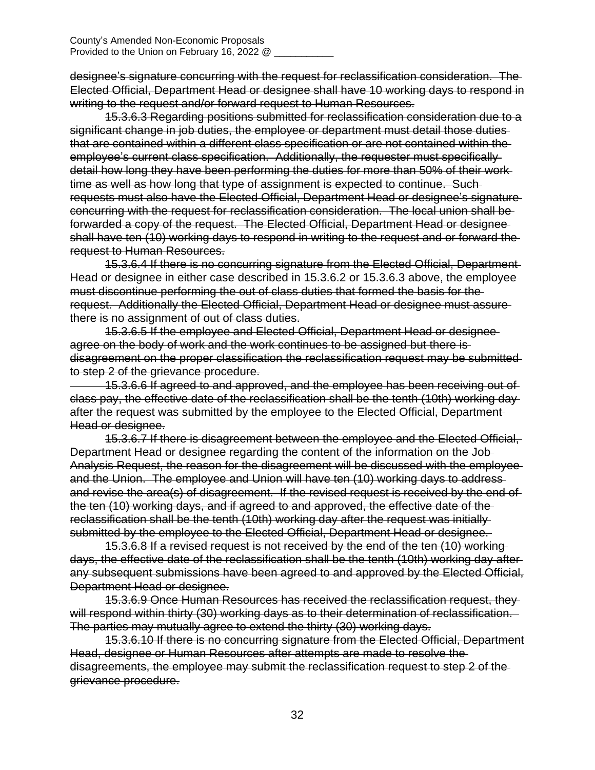~~designee's signature concurring with the request for reclassification consideration. The Elected Official, Department Head or designee shall have 10 working days to respond in writing to the request and/or forward request to Human Resources.~~

~~15.3.6.3 Regarding positions submitted for reclassification consideration due to a significant change in job duties, the employee or department must detail those duties that are contained within a different class specification or are not contained within the employee's current class specification. Additionally, the requester must specifically detail how long they have been performing the duties for more than 50% of their work time as well as how long that type of assignment is expected to continue. Such requests must also have the Elected Official, Department Head or designee's signature concurring with the request for reclassification consideration. The local union shall be forwarded a copy of the request. The Elected Official, Department Head or designee shall have ten (10) working days to respond in writing to the request and or forward the request to Human Resources.~~

~~15.3.6.4 If there is no concurring signature from the Elected Official, Department Head or designee in either case described in 15.3.6.2 or 15.3.6.3 above, the employee must discontinue performing the out of class duties that formed the basis for the request. Additionally the Elected Official, Department Head or designee must assure there is no assignment of out of class duties.~~

~~15.3.6.5 If the employee and Elected Official, Department Head or designee agree on the body of work and the work continues to be assigned but there is disagreement on the proper classification the reclassification request may be submitted to step 2 of the grievance procedure.~~

~~15.3.6.6 If agreed to and approved, and the employee has been receiving out of class pay, the effective date of the reclassification shall be the tenth (10th) working day after the request was submitted by the employee to the Elected Official, Department Head or designee.~~

~~15.3.6.7 If there is disagreement between the employee and the Elected Official, Department Head or designee regarding the content of the information on the Job Analysis Request, the reason for the disagreement will be discussed with the employee and the Union. The employee and Union will have ten (10) working days to address and revise the area(s) of disagreement. If the revised request is received by the end of the ten (10) working days, and if agreed to and approved, the effective date of the reclassification shall be the tenth (10th) working day after the request was initially submitted by the employee to the Elected Official, Department Head or designee.~~

~~15.3.6.8 If a revised request is not received by the end of the ten (10) working days, the effective date of the reclassification shall be the tenth (10th) working day after any subsequent submissions have been agreed to and approved by the Elected Official, Department Head or designee.~~

~~15.3.6.9 Once Human Resources has received the reclassification request, they will respond within thirty (30) working days as to their determination of reclassification. The parties may mutually agree to extend the thirty (30) working days.~~

~~15.3.6.10 If there is no concurring signature from the Elected Official, Department Head, designee or Human Resources after attempts are made to resolve the disagreements, the employee may submit the reclassification request to step 2 of the grievance procedure.~~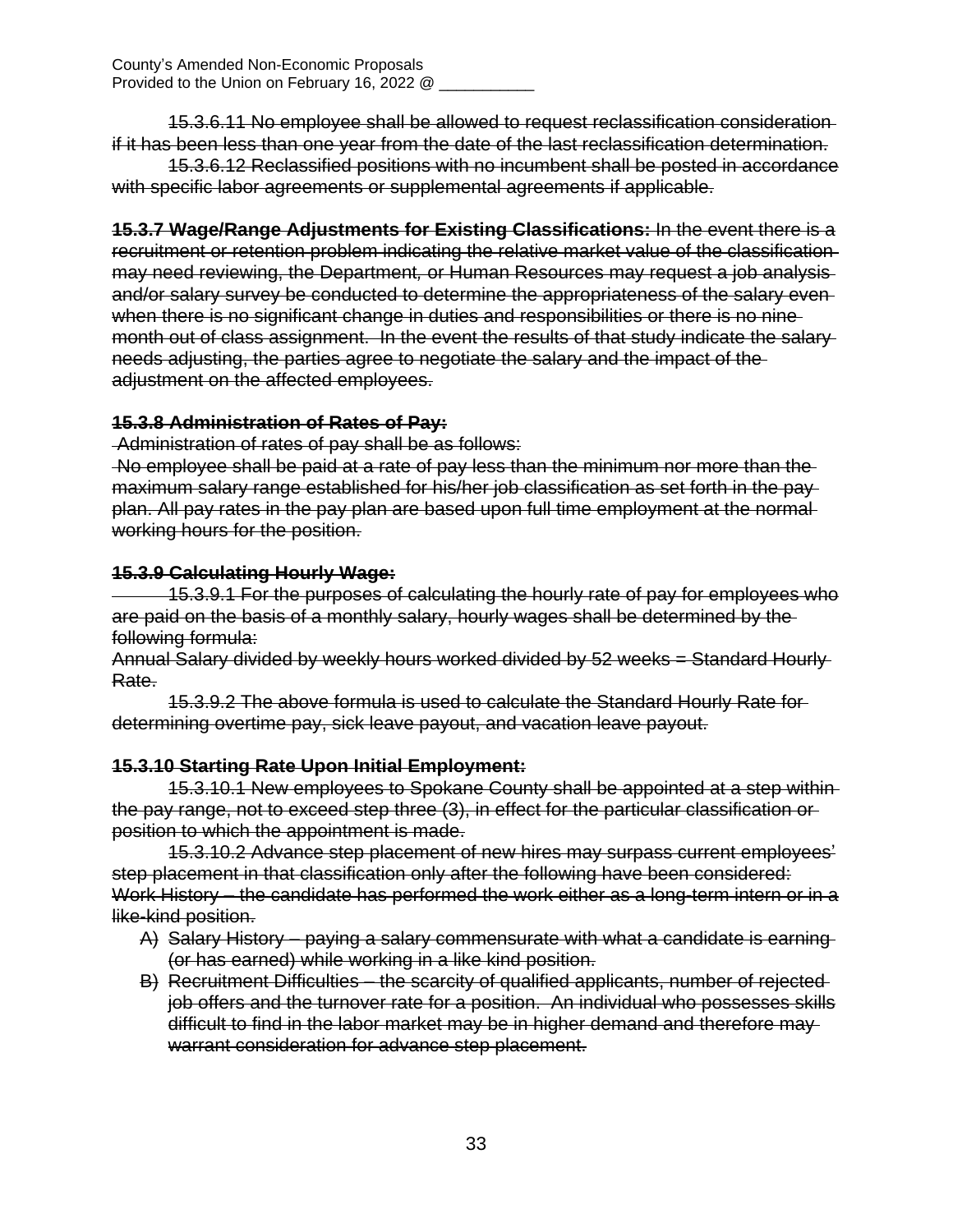County's Amended Non-Economic Proposals
Provided to the Union on February 16, 2022 @ ___________

~~15.3.6.11 No employee shall be allowed to request reclassification consideration if it has been less than one year from the date of the last reclassification determination.~~

~~15.3.6.12 Reclassified positions with no incumbent shall be posted in accordance with specific labor agreements or supplemental agreements if applicable.~~

~~**15.3.7 Wage/Range Adjustments for Existing Classifications:** In the event there is a recruitment or retention problem indicating the relative market value of the classification may need reviewing, the Department, or Human Resources may request a job analysis and/or salary survey be conducted to determine the appropriateness of the salary even when there is no significant change in duties and responsibilities or there is no nine month out of class assignment. In the event the results of that study indicate the salary needs adjusting, the parties agree to negotiate the salary and the impact of the adjustment on the affected employees.~~

~~**15.3.8 Administration of Rates of Pay:**~~

~~Administration of rates of pay shall be as follows:~~

~~No employee shall be paid at a rate of pay less than the minimum nor more than the maximum salary range established for his/her job classification as set forth in the pay plan. All pay rates in the pay plan are based upon full time employment at the normal working hours for the position.~~

~~**15.3.9 Calculating Hourly Wage:**~~

~~15.3.9.1 For the purposes of calculating the hourly rate of pay for employees who are paid on the basis of a monthly salary, hourly wages shall be determined by the following formula:~~

~~Annual Salary divided by weekly hours worked divided by 52 weeks = Standard Hourly Rate.~~

~~15.3.9.2 The above formula is used to calculate the Standard Hourly Rate for determining overtime pay, sick leave payout, and vacation leave payout.~~

~~**15.3.10 Starting Rate Upon Initial Employment:**~~

~~15.3.10.1 New employees to Spokane County shall be appointed at a step within the pay range, not to exceed step three (3), in effect for the particular classification or position to which the appointment is made.~~

~~15.3.10.2 Advance step placement of new hires may surpass current employees' step placement in that classification only after the following have been considered:~~

~~Work History – the candidate has performed the work either as a long-term intern or in a like-kind position.~~

A) ~~Salary History – paying a salary commensurate with what a candidate is earning (or has earned) while working in a like kind position.~~
B) ~~Recruitment Difficulties – the scarcity of qualified applicants, number of rejected job offers and the turnover rate for a position. An individual who possesses skills difficult to find in the labor market may be in higher demand and therefore may warrant consideration for advance step placement.~~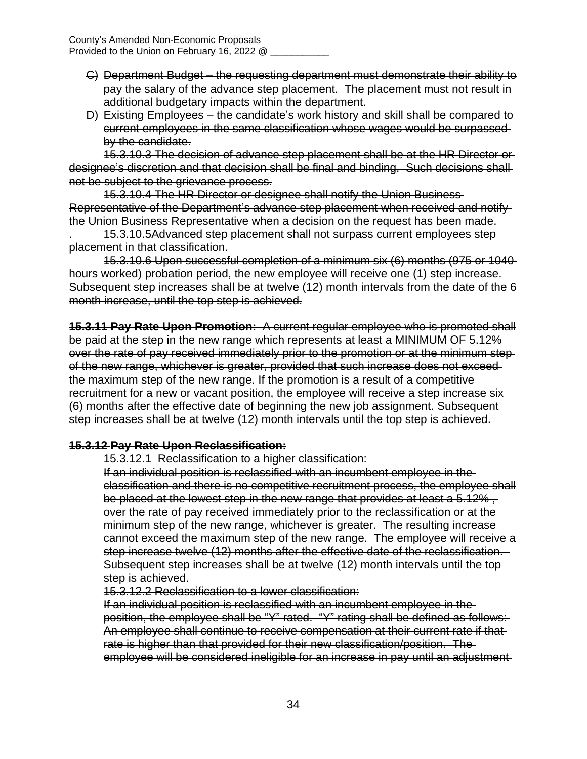C) ~~Department Budget – the requesting department must demonstrate their ability to pay the salary of the advance step placement. The placement must not result in additional budgetary impacts within the department.~~

D) ~~Existing Employees – the candidate's work history and skill shall be compared to current employees in the same classification whose wages would be surpassed by the candidate.~~

~~15.3.10.3 The decision of advance step placement shall be at the HR Director or designee's discretion and that decision shall be final and binding. Such decisions shall not be subject to the grievance process.~~

~~15.3.10.4 The HR Director or designee shall notify the Union Business Representative of the Department's advance step placement when received and notify the Union Business Representative when a decision on the request has been made.~~

~~. 15.3.10.5Advanced step placement shall not surpass current employees step placement in that classification.~~

~~15.3.10.6 Upon successful completion of a minimum six (6) months (975 or 1040 hours worked) probation period, the new employee will receive one (1) step increase. Subsequent step increases shall be at twelve (12) month intervals from the date of the 6 month increase, until the top step is achieved.~~

~~**15.3.11 Pay Rate Upon Promotion:** A current regular employee who is promoted shall be paid at the step in the new range which represents at least a MINIMUM OF 5.12% over the rate of pay received immediately prior to the promotion or at the minimum step of the new range, whichever is greater, provided that such increase does not exceed the maximum step of the new range. If the promotion is a result of a competitive recruitment for a new or vacant position, the employee will receive a step increase six (6) months after the effective date of beginning the new job assignment. Subsequent step increases shall be at twelve (12) month intervals until the top step is achieved.~~

~~**15.3.12 Pay Rate Upon Reclassification:**~~

~~15.3.12.1 Reclassification to a higher classification:~~

~~If an individual position is reclassified with an incumbent employee in the classification and there is no competitive recruitment process, the employee shall be placed at the lowest step in the new range that provides at least a 5.12% , over the rate of pay received immediately prior to the reclassification or at the minimum step of the new range, whichever is greater. The resulting increase cannot exceed the maximum step of the new range. The employee will receive a step increase twelve (12) months after the effective date of the reclassification. Subsequent step increases shall be at twelve (12) month intervals until the top step is achieved.~~

~~15.3.12.2 Reclassification to a lower classification:~~

~~If an individual position is reclassified with an incumbent employee in the position, the employee shall be "Y" rated. "Y" rating shall be defined as follows: An employee shall continue to receive compensation at their current rate if that rate is higher than that provided for their new classification/position. The employee will be considered ineligible for an increase in pay until an adjustment~~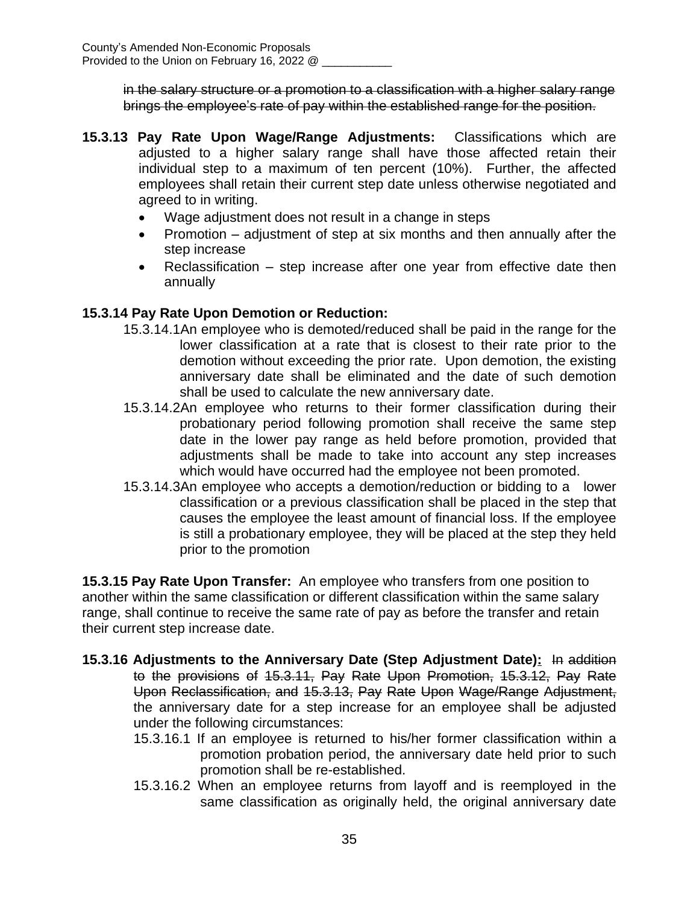~~in the salary structure or a promotion to a classification with a higher salary range brings the employee's rate of pay within the established range for the position.~~

**15.3.13 Pay Rate Upon Wage/Range Adjustments:** Classifications which are adjusted to a higher salary range shall have those affected retain their individual step to a maximum of ten percent (10%). Further, the affected employees shall retain their current step date unless otherwise negotiated and agreed to in writing.

- Wage adjustment does not result in a change in steps
- Promotion – adjustment of step at six months and then annually after the step increase
- Reclassification – step increase after one year from effective date then annually

**15.3.14 Pay Rate Upon Demotion or Reduction:**

15.3.14.1 An employee who is demoted/reduced shall be paid in the range for the lower classification at a rate that is closest to their rate prior to the demotion without exceeding the prior rate. Upon demotion, the existing anniversary date shall be eliminated and the date of such demotion shall be used to calculate the new anniversary date.

15.3.14.2 An employee who returns to their former classification during their probationary period following promotion shall receive the same step date in the lower pay range as held before promotion, provided that adjustments shall be made to take into account any step increases which would have occurred had the employee not been promoted.

15.3.14.3 An employee who accepts a demotion/reduction or bidding to a lower classification or a previous classification shall be placed in the step that causes the employee the least amount of financial loss. If the employee is still a probationary employee, they will be placed at the step they held prior to the promotion

**15.3.15 Pay Rate Upon Transfer:** An employee who transfers from one position to another within the same classification or different classification within the same salary range, shall continue to receive the same rate of pay as before the transfer and retain their current step increase date.

**15.3.16 Adjustments to the Anniversary Date (Step Adjustment Date):** ~~In addition to the provisions of 15.3.11, Pay Rate Upon Promotion, 15.3.12, Pay Rate Upon Reclassification, and 15.3.13, Pay Rate Upon Wage/Range Adjustment,~~ the anniversary date for a step increase for an employee shall be adjusted under the following circumstances:

15.3.16.1 If an employee is returned to his/her former classification within a promotion probation period, the anniversary date held prior to such promotion shall be re-established.

15.3.16.2 When an employee returns from layoff and is reemployed in the same classification as originally held, the original anniversary date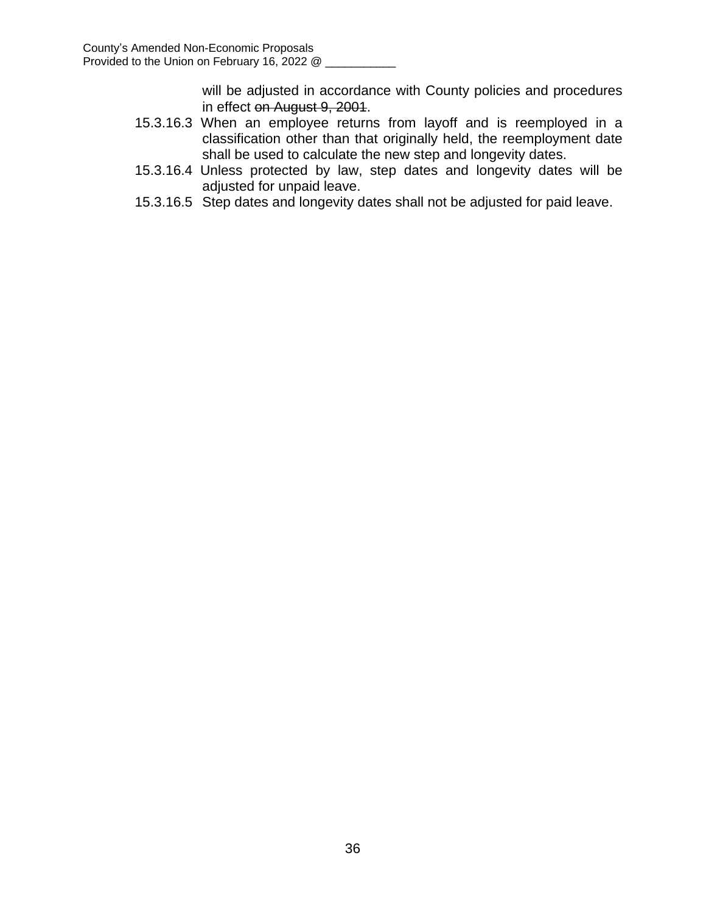will be adjusted in accordance with County policies and procedures in effect ~~on August 9, 2001~~.

15.3.16.3 When an employee returns from layoff and is reemployed in a classification other than that originally held, the reemployment date shall be used to calculate the new step and longevity dates.

15.3.16.4 Unless protected by law, step dates and longevity dates will be adjusted for unpaid leave.

15.3.16.5 Step dates and longevity dates shall not be adjusted for paid leave.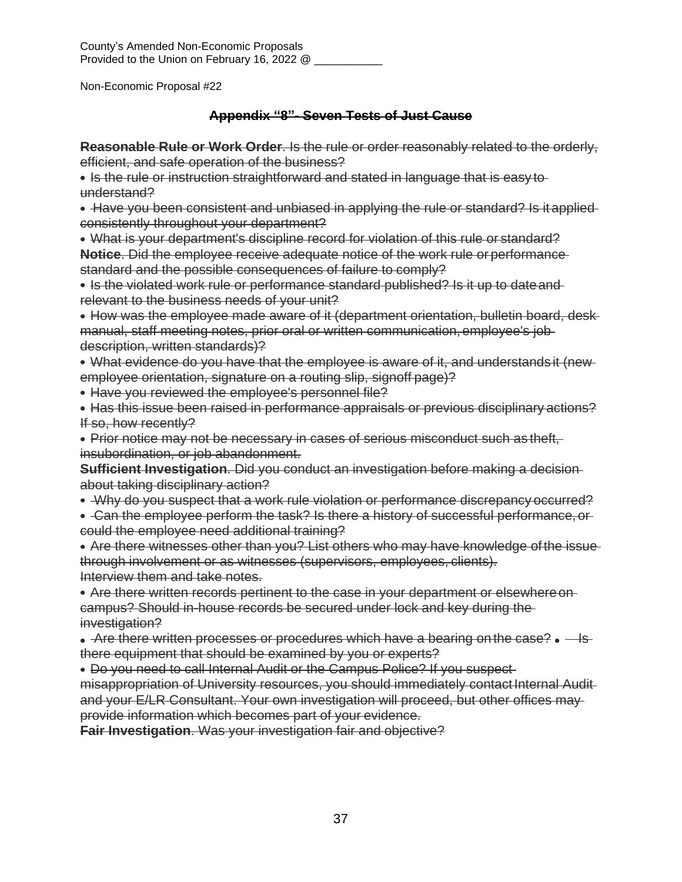County's Amended Non-Economic Proposals
Provided to the Union on February 16, 2022 @ ___________

Non-Economic Proposal #22

## ~~Appendix "8"- Seven Tests of Just Cause~~

~~**Reasonable Rule or Work Order**. Is the rule or order reasonably related to the orderly, efficient, and safe operation of the business?~~

- ~~Is the rule or instruction straightforward and stated in language that is easy to understand?~~
- ~~Have you been consistent and unbiased in applying the rule or standard? Is it applied consistently throughout your department?~~
- ~~What is your department's discipline record for violation of this rule or standard?~~

~~**Notice**. Did the employee receive adequate notice of the work rule or performance standard and the possible consequences of failure to comply?~~

- ~~Is the violated work rule or performance standard published? Is it up to date and relevant to the business needs of your unit?~~
- ~~How was the employee made aware of it (department orientation, bulletin board, desk manual, staff meeting notes, prior oral or written communication, employee's job description, written standards)?~~
- ~~What evidence do you have that the employee is aware of it, and understands it (new employee orientation, signature on a routing slip, signoff page)?~~
- ~~Have you reviewed the employee's personnel file?~~
- ~~Has this issue been raised in performance appraisals or previous disciplinary actions? If so, how recently?~~
- ~~Prior notice may not be necessary in cases of serious misconduct such as theft, insubordination, or job abandonment.~~

~~**Sufficient Investigation**. Did you conduct an investigation before making a decision about taking disciplinary action?~~

- ~~Why do you suspect that a work rule violation or performance discrepancy occurred?~~
- ~~Can the employee perform the task? Is there a history of successful performance, or could the employee need additional training?~~
- ~~Are there witnesses other than you? List others who may have knowledge of the issue through involvement or as witnesses (supervisors, employees, clients). Interview them and take notes.~~
- ~~Are there written records pertinent to the case in your department or elsewhere on campus? Should in-house records be secured under lock and key during the investigation?~~
- ~~Are there written processes or procedures which have a bearing on the case?~~
- ~~Is there equipment that should be examined by you or experts?~~
- ~~Do you need to call Internal Audit or the Campus Police? If you suspect misappropriation of University resources, you should immediately contact Internal Audit and your E/LR Consultant. Your own investigation will proceed, but other offices may provide information which becomes part of your evidence.~~

~~**Fair Investigation**. Was your investigation fair and objective?~~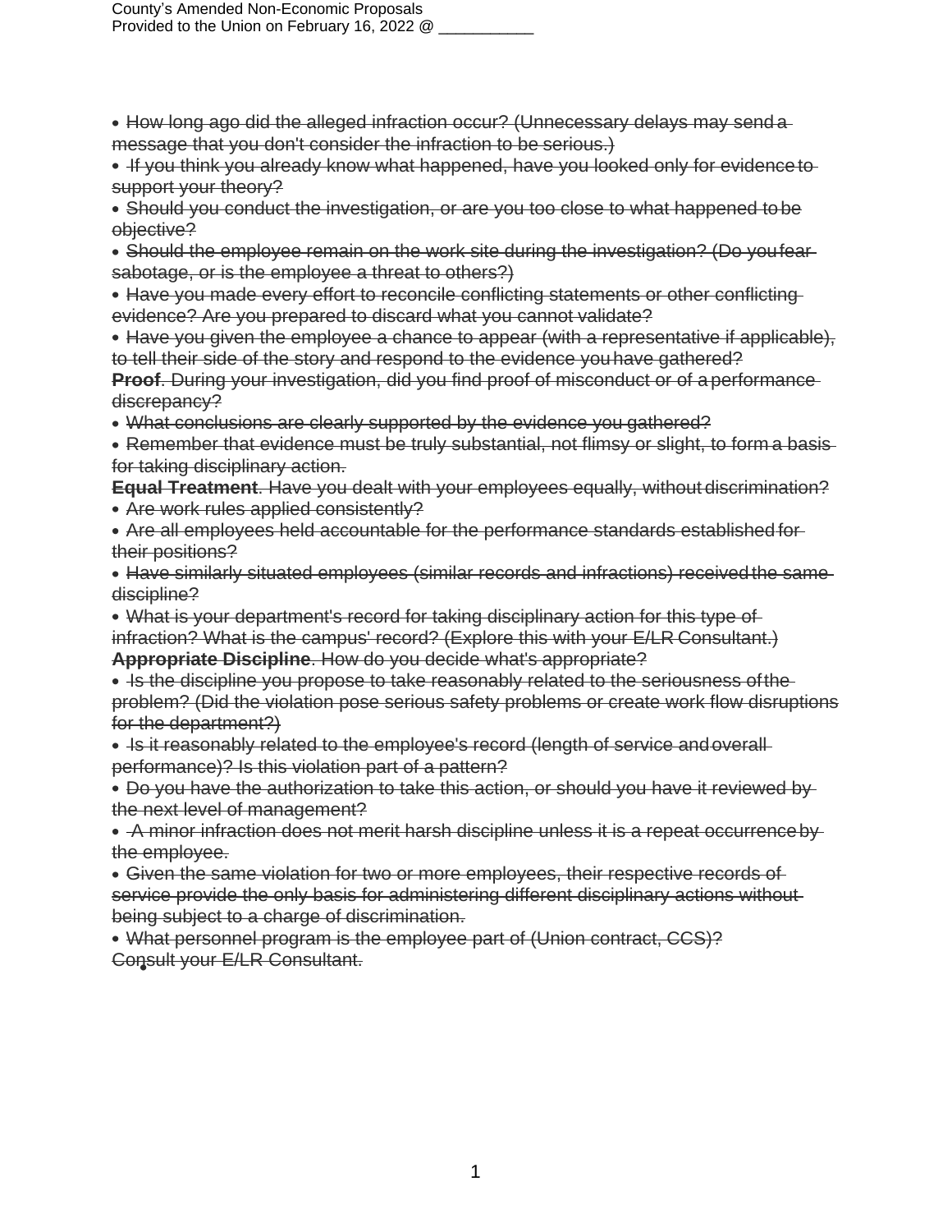- ~~How long ago did the alleged infraction occur? (Unnecessary delays may send a message that you don't consider the infraction to be serious.)~~
- ~~If you think you already know what happened, have you looked only for evidence to support your theory?~~
- ~~Should you conduct the investigation, or are you too close to what happened to be objective?~~
- ~~Should the employee remain on the work site during the investigation? (Do you fear sabotage, or is the employee a threat to others?)~~
- ~~Have you made every effort to reconcile conflicting statements or other conflicting evidence? Are you prepared to discard what you cannot validate?~~
- ~~Have you given the employee a chance to appear (with a representative if applicable), to tell their side of the story and respond to the evidence you have gathered?~~

~~**Proof**. During your investigation, did you find proof of misconduct or of a performance discrepancy?~~

- ~~What conclusions are clearly supported by the evidence you gathered?~~
- ~~Remember that evidence must be truly substantial, not flimsy or slight, to form a basis for taking disciplinary action.~~

~~**Equal Treatment**. Have you dealt with your employees equally, without discrimination?~~

- ~~Are work rules applied consistently?~~
- ~~Are all employees held accountable for the performance standards established for their positions?~~
- ~~Have similarly situated employees (similar records and infractions) received the same discipline?~~
- ~~What is your department's record for taking disciplinary action for this type of infraction? What is the campus' record? (Explore this with your E/LR Consultant.)~~

~~**Appropriate Discipline**. How do you decide what's appropriate?~~

- ~~Is the discipline you propose to take reasonably related to the seriousness of the problem? (Did the violation pose serious safety problems or create work flow disruptions for the department?)~~
- ~~Is it reasonably related to the employee's record (length of service and overall performance)? Is this violation part of a pattern?~~
- ~~Do you have the authorization to take this action, or should you have it reviewed by the next level of management?~~
- ~~A minor infraction does not merit harsh discipline unless it is a repeat occurrence by the employee.~~
- ~~Given the same violation for two or more employees, their respective records of service provide the only basis for administering different disciplinary actions without being subject to a charge of discrimination.~~
- ~~What personnel program is the employee part of (Union contract, CCS)?~~

~~Consult your E/LR Consultant.~~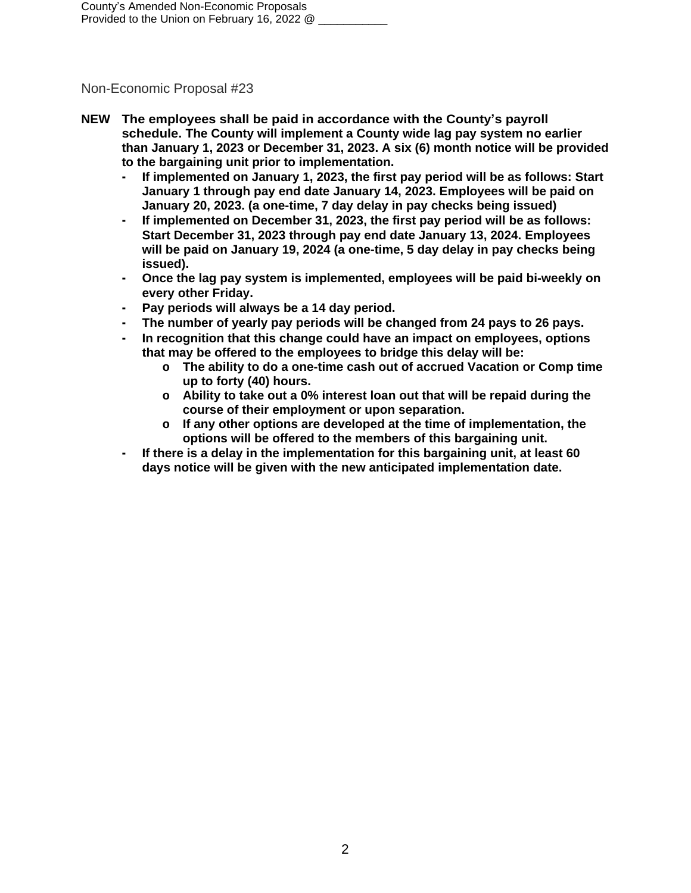Non-Economic Proposal #23

**NEW The employees shall be paid in accordance with the County's payroll schedule. The County will implement a County wide lag pay system no earlier than January 1, 2023 or December 31, 2023. A six (6) month notice will be provided to the bargaining unit prior to implementation.**

- **If implemented on January 1, 2023, the first pay period will be as follows: Start January 1 through pay end date January 14, 2023. Employees will be paid on January 20, 2023. (a one-time, 7 day delay in pay checks being issued)**
- **If implemented on December 31, 2023, the first pay period will be as follows: Start December 31, 2023 through pay end date January 13, 2024. Employees will be paid on January 19, 2024 (a one-time, 5 day delay in pay checks being issued).**
- **Once the lag pay system is implemented, employees will be paid bi-weekly on every other Friday.**
- **Pay periods will always be a 14 day period.**
- **The number of yearly pay periods will be changed from 24 pays to 26 pays.**
- **In recognition that this change could have an impact on employees, options that may be offered to the employees to bridge this delay will be:**
  - **The ability to do a one-time cash out of accrued Vacation or Comp time up to forty (40) hours.**
  - **Ability to take out a 0% interest loan out that will be repaid during the course of their employment or upon separation.**
  - **If any other options are developed at the time of implementation, the options will be offered to the members of this bargaining unit.**
- **If there is a delay in the implementation for this bargaining unit, at least 60 days notice will be given with the new anticipated implementation date.**